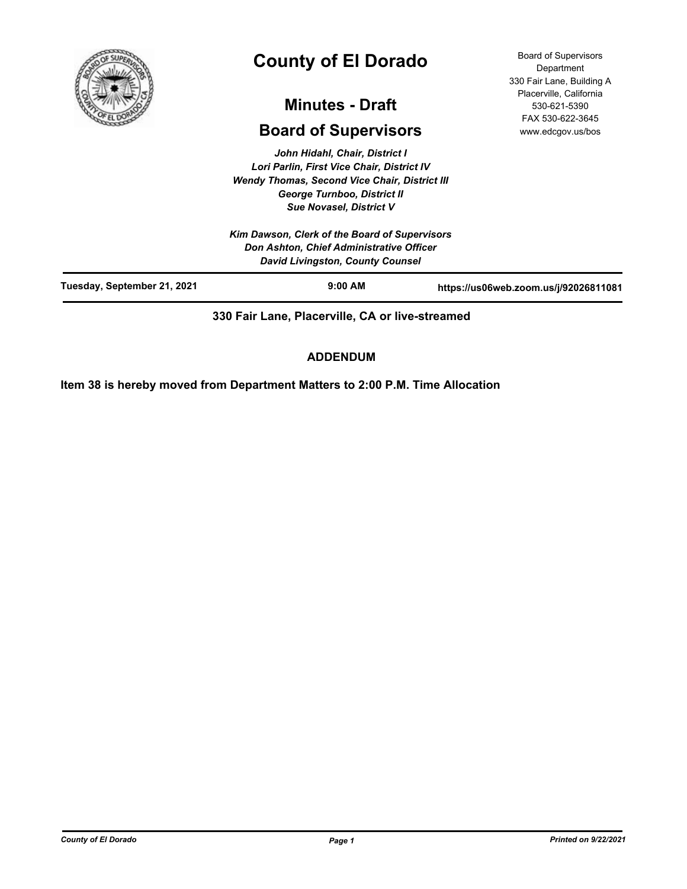# County of El Dorado

## Minutes - Draft

## Board of Supervisors

Board of Supervisors Department
330 Fair Lane, Building A
Placerville, California
530-621-5390
FAX 530-622-3645
www.edcgov.us/bos

*John Hidahl, Chair, District I*
*Lori Parlin, First Vice Chair, District IV*
*Wendy Thomas, Second Vice Chair, District III*
*George Turnboo, District II*
*Sue Novasel, District V*

*Kim Dawson, Clerk of the Board of Supervisors*
*Don Ashton, Chief Administrative Officer*
*David Livingston, County Counsel*

**Tuesday, September 21, 2021** | **9:00 AM** | **https://us06web.zoom.us/j/92026811081**

**330 Fair Lane, Placerville, CA or live-streamed**

**ADDENDUM**

**Item 38 is hereby moved from Department Matters to 2:00 P.M. Time Allocation**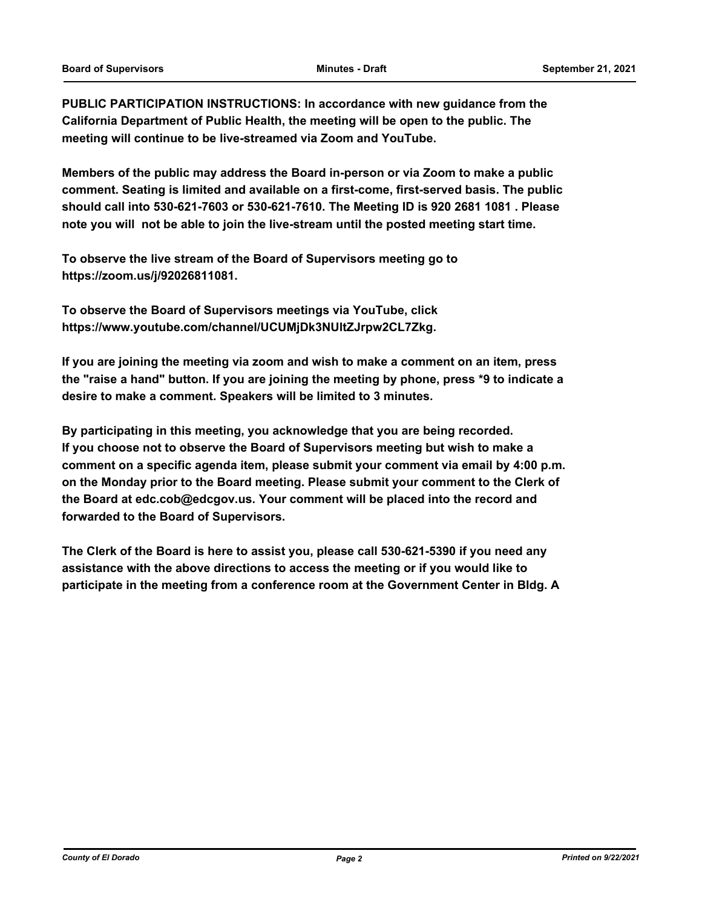**PUBLIC PARTICIPATION INSTRUCTIONS: In accordance with new guidance from the California Department of Public Health, the meeting will be open to the public. The meeting will continue to be live-streamed via Zoom and YouTube.**

**Members of the public may address the Board in-person or via Zoom to make a public comment. Seating is limited and available on a first-come, first-served basis. The public should call into 530-621-7603 or 530-621-7610. The Meeting ID is 920 2681 1081 . Please note you will not be able to join the live-stream until the posted meeting start time.**

**To observe the live stream of the Board of Supervisors meeting go to https://zoom.us/j/92026811081.**

**To observe the Board of Supervisors meetings via YouTube, click https://www.youtube.com/channel/UCUMjDk3NUltZJrpw2CL7Zkg.**

**If you are joining the meeting via zoom and wish to make a comment on an item, press the "raise a hand" button. If you are joining the meeting by phone, press *9 to indicate a desire to make a comment. Speakers will be limited to 3 minutes.**

**By participating in this meeting, you acknowledge that you are being recorded. If you choose not to observe the Board of Supervisors meeting but wish to make a comment on a specific agenda item, please submit your comment via email by 4:00 p.m. on the Monday prior to the Board meeting. Please submit your comment to the Clerk of the Board at edc.cob@edcgov.us. Your comment will be placed into the record and forwarded to the Board of Supervisors.**

**The Clerk of the Board is here to assist you, please call 530-621-5390 if you need any assistance with the above directions to access the meeting or if you would like to participate in the meeting from a conference room at the Government Center in Bldg. A**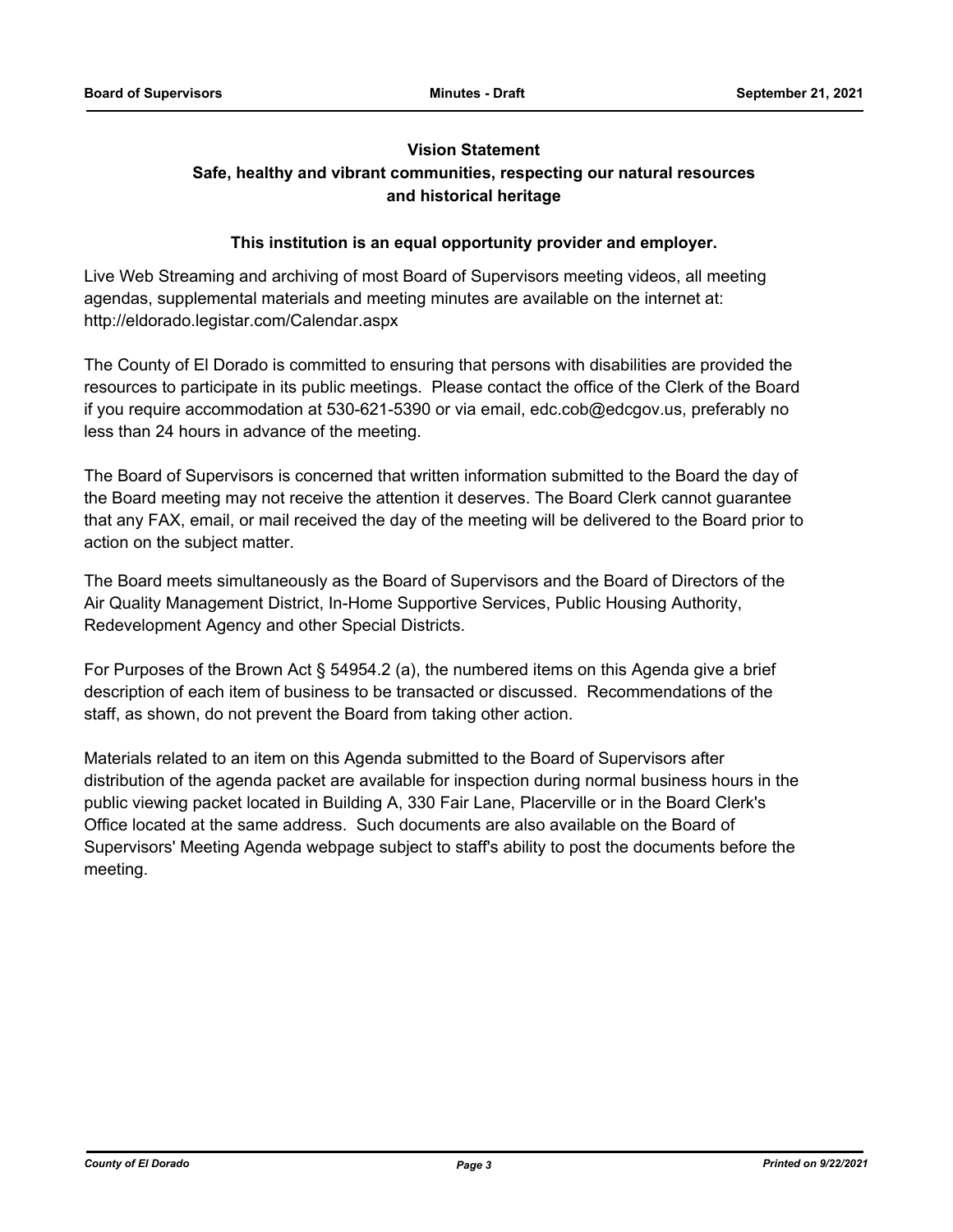**Vision Statement**

**Safe, healthy and vibrant communities, respecting our natural resources and historical heritage**

**This institution is an equal opportunity provider and employer.**

Live Web Streaming and archiving of most Board of Supervisors meeting videos, all meeting agendas, supplemental materials and meeting minutes are available on the internet at: http://eldorado.legistar.com/Calendar.aspx

The County of El Dorado is committed to ensuring that persons with disabilities are provided the resources to participate in its public meetings. Please contact the office of the Clerk of the Board if you require accommodation at 530-621-5390 or via email, edc.cob@edcgov.us, preferably no less than 24 hours in advance of the meeting.

The Board of Supervisors is concerned that written information submitted to the Board the day of the Board meeting may not receive the attention it deserves. The Board Clerk cannot guarantee that any FAX, email, or mail received the day of the meeting will be delivered to the Board prior to action on the subject matter.

The Board meets simultaneously as the Board of Supervisors and the Board of Directors of the Air Quality Management District, In-Home Supportive Services, Public Housing Authority, Redevelopment Agency and other Special Districts.

For Purposes of the Brown Act § 54954.2 (a), the numbered items on this Agenda give a brief description of each item of business to be transacted or discussed. Recommendations of the staff, as shown, do not prevent the Board from taking other action.

Materials related to an item on this Agenda submitted to the Board of Supervisors after distribution of the agenda packet are available for inspection during normal business hours in the public viewing packet located in Building A, 330 Fair Lane, Placerville or in the Board Clerk's Office located at the same address. Such documents are also available on the Board of Supervisors' Meeting Agenda webpage subject to staff's ability to post the documents before the meeting.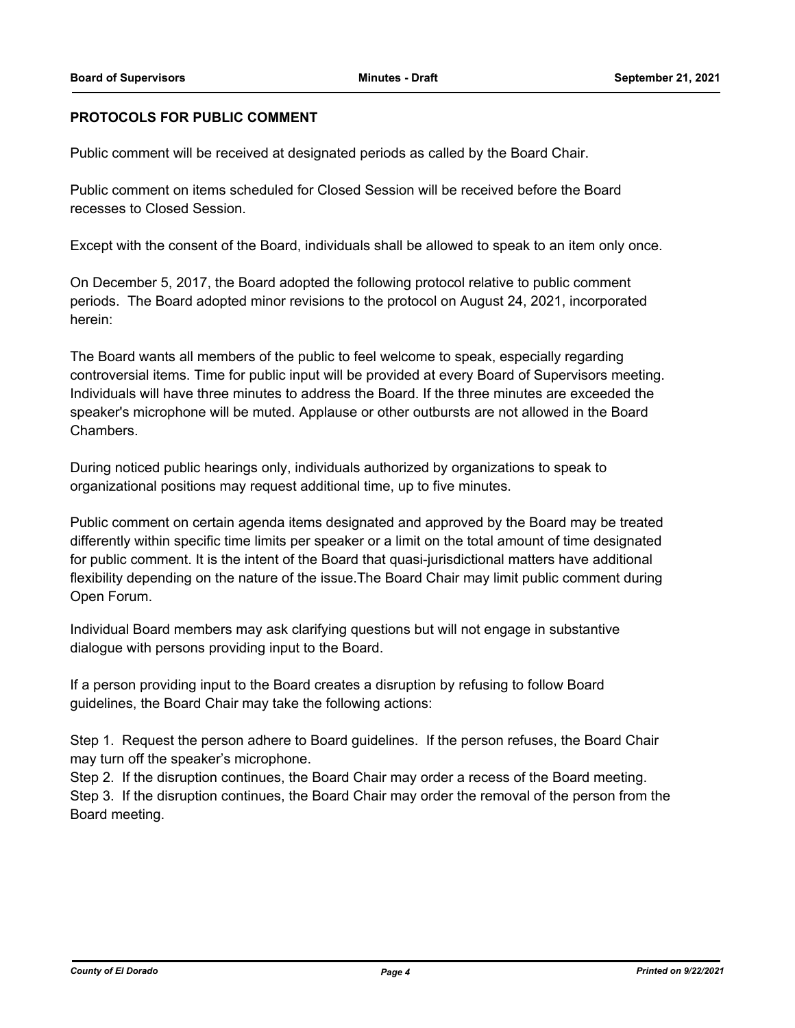## PROTOCOLS FOR PUBLIC COMMENT

Public comment will be received at designated periods as called by the Board Chair.

Public comment on items scheduled for Closed Session will be received before the Board recesses to Closed Session.

Except with the consent of the Board, individuals shall be allowed to speak to an item only once.

On December 5, 2017, the Board adopted the following protocol relative to public comment periods. The Board adopted minor revisions to the protocol on August 24, 2021, incorporated herein:

The Board wants all members of the public to feel welcome to speak, especially regarding controversial items. Time for public input will be provided at every Board of Supervisors meeting. Individuals will have three minutes to address the Board. If the three minutes are exceeded the speaker's microphone will be muted. Applause or other outbursts are not allowed in the Board Chambers.

During noticed public hearings only, individuals authorized by organizations to speak to organizational positions may request additional time, up to five minutes.

Public comment on certain agenda items designated and approved by the Board may be treated differently within specific time limits per speaker or a limit on the total amount of time designated for public comment. It is the intent of the Board that quasi-jurisdictional matters have additional flexibility depending on the nature of the issue.The Board Chair may limit public comment during Open Forum.

Individual Board members may ask clarifying questions but will not engage in substantive dialogue with persons providing input to the Board.

If a person providing input to the Board creates a disruption by refusing to follow Board guidelines, the Board Chair may take the following actions:

Step 1. Request the person adhere to Board guidelines. If the person refuses, the Board Chair may turn off the speaker's microphone.
Step 2. If the disruption continues, the Board Chair may order a recess of the Board meeting.
Step 3. If the disruption continues, the Board Chair may order the removal of the person from the Board meeting.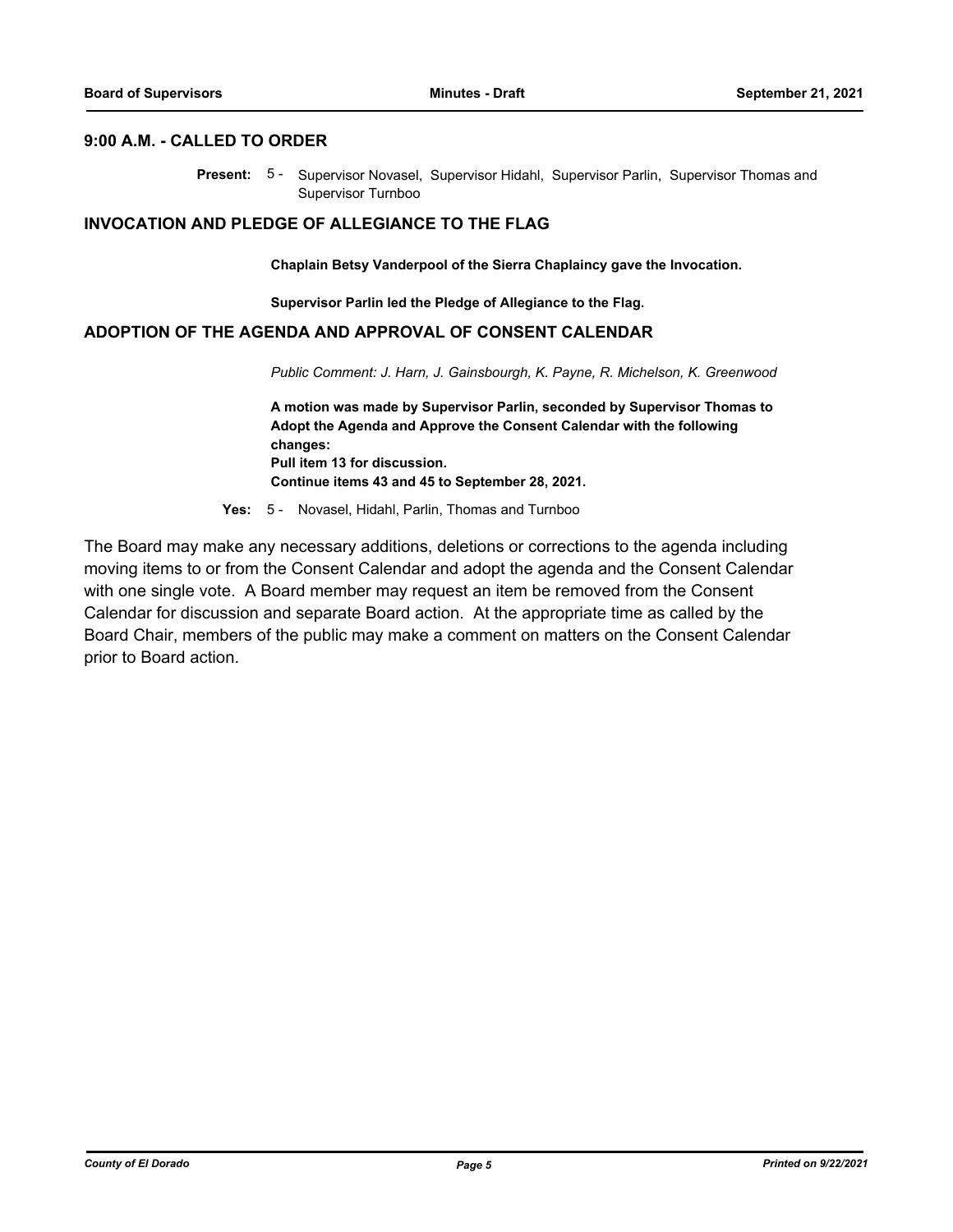## 9:00 A.M. - CALLED TO ORDER

**Present:** 5 - Supervisor Novasel, Supervisor Hidahl, Supervisor Parlin, Supervisor Thomas and Supervisor Turnboo

## INVOCATION AND PLEDGE OF ALLEGIANCE TO THE FLAG

**Chaplain Betsy Vanderpool of the Sierra Chaplaincy gave the Invocation.**

**Supervisor Parlin led the Pledge of Allegiance to the Flag.**

## ADOPTION OF THE AGENDA AND APPROVAL OF CONSENT CALENDAR

*Public Comment: J. Harn, J. Gainsbourgh, K. Payne, R. Michelson, K. Greenwood*

**A motion was made by Supervisor Parlin, seconded by Supervisor Thomas to Adopt the Agenda and Approve the Consent Calendar with the following changes:**
**Pull item 13 for discussion.**
**Continue items 43 and 45 to September 28, 2021.**

**Yes:** 5 - Novasel, Hidahl, Parlin, Thomas and Turnboo

The Board may make any necessary additions, deletions or corrections to the agenda including moving items to or from the Consent Calendar and adopt the agenda and the Consent Calendar with one single vote. A Board member may request an item be removed from the Consent Calendar for discussion and separate Board action. At the appropriate time as called by the Board Chair, members of the public may make a comment on matters on the Consent Calendar prior to Board action.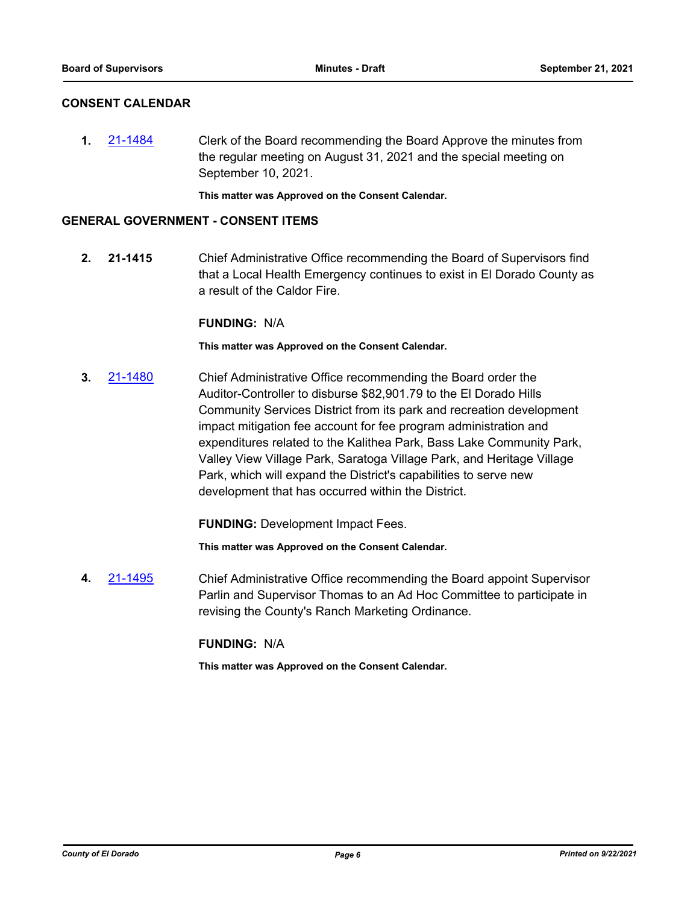## CONSENT CALENDAR

**1.** 21-1484 Clerk of the Board recommending the Board Approve the minutes from the regular meeting on August 31, 2021 and the special meeting on September 10, 2021.

**This matter was Approved on the Consent Calendar.**

## GENERAL GOVERNMENT - CONSENT ITEMS

**2.** **21-1415** Chief Administrative Office recommending the Board of Supervisors find that a Local Health Emergency continues to exist in El Dorado County as a result of the Caldor Fire.

**FUNDING:** N/A

**This matter was Approved on the Consent Calendar.**

**3.** 21-1480 Chief Administrative Office recommending the Board order the Auditor-Controller to disburse $82,901.79 to the El Dorado Hills Community Services District from its park and recreation development impact mitigation fee account for fee program administration and expenditures related to the Kalithea Park, Bass Lake Community Park, Valley View Village Park, Saratoga Village Park, and Heritage Village Park, which will expand the District's capabilities to serve new development that has occurred within the District.

**FUNDING:** Development Impact Fees.

**This matter was Approved on the Consent Calendar.**

**4.** 21-1495 Chief Administrative Office recommending the Board appoint Supervisor Parlin and Supervisor Thomas to an Ad Hoc Committee to participate in revising the County's Ranch Marketing Ordinance.

**FUNDING:** N/A

**This matter was Approved on the Consent Calendar.**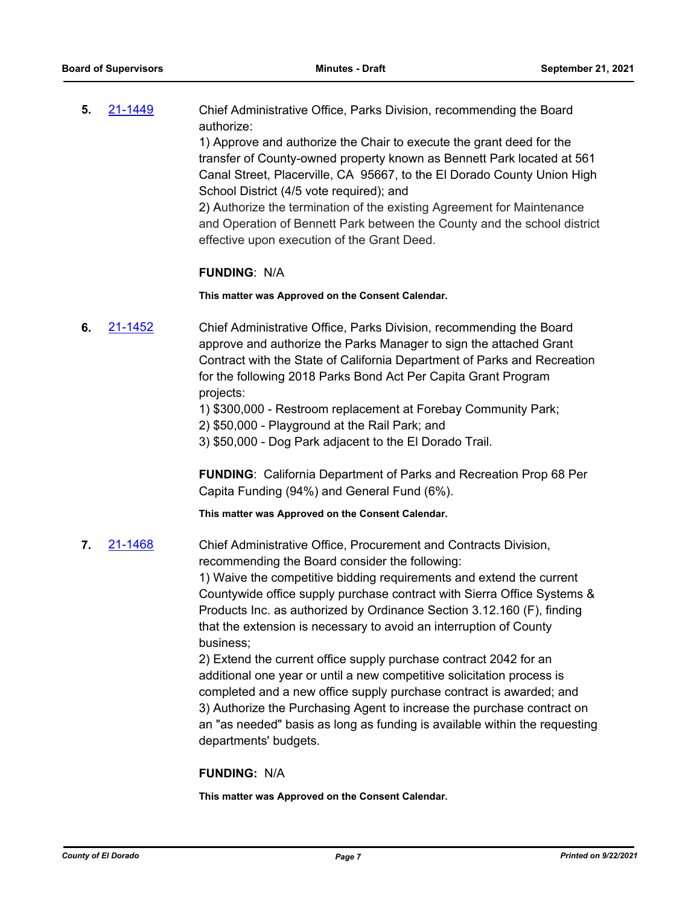**5.** 21-1449 Chief Administrative Office, Parks Division, recommending the Board authorize:

1) Approve and authorize the Chair to execute the grant deed for the transfer of County-owned property known as Bennett Park located at 561 Canal Street, Placerville, CA 95667, to the El Dorado County Union High School District (4/5 vote required); and

2) Authorize the termination of the existing Agreement for Maintenance and Operation of Bennett Park between the County and the school district effective upon execution of the Grant Deed.

**FUNDING**: N/A

**This matter was Approved on the Consent Calendar.**

**6.** 21-1452 Chief Administrative Office, Parks Division, recommending the Board approve and authorize the Parks Manager to sign the attached Grant Contract with the State of California Department of Parks and Recreation for the following 2018 Parks Bond Act Per Capita Grant Program projects:

1) $300,000 - Restroom replacement at Forebay Community Park;
2) $50,000 - Playground at the Rail Park; and
3) $50,000 - Dog Park adjacent to the El Dorado Trail.

**FUNDING**: California Department of Parks and Recreation Prop 68 Per Capita Funding (94%) and General Fund (6%).

**This matter was Approved on the Consent Calendar.**

**7.** 21-1468 Chief Administrative Office, Procurement and Contracts Division, recommending the Board consider the following:

1) Waive the competitive bidding requirements and extend the current Countywide office supply purchase contract with Sierra Office Systems & Products Inc. as authorized by Ordinance Section 3.12.160 (F), finding that the extension is necessary to avoid an interruption of County business;

2) Extend the current office supply purchase contract 2042 for an additional one year or until a new competitive solicitation process is completed and a new office supply purchase contract is awarded; and

3) Authorize the Purchasing Agent to increase the purchase contract on an "as needed" basis as long as funding is available within the requesting departments' budgets.

**FUNDING:** N/A

**This matter was Approved on the Consent Calendar.**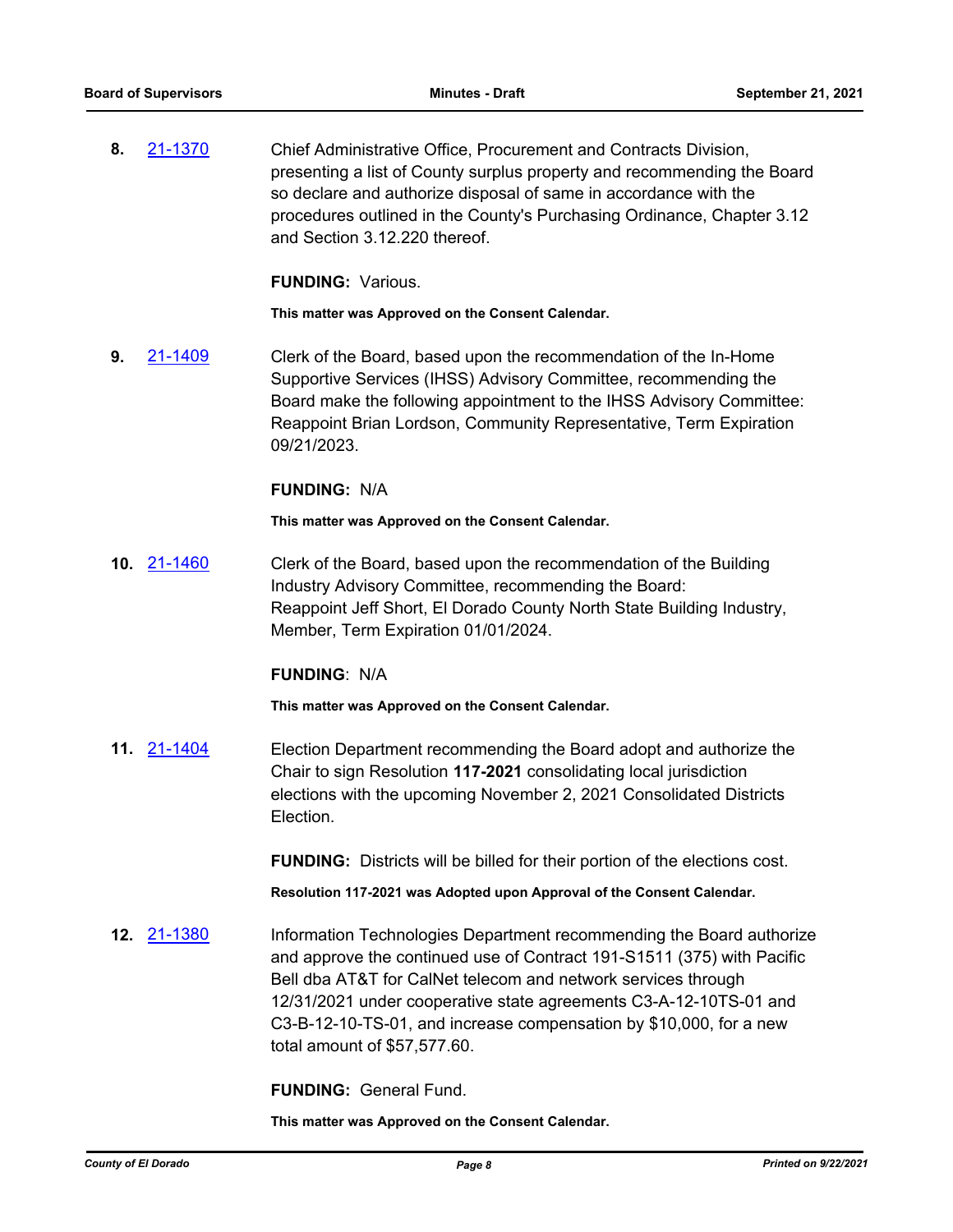**8.** 21-1370 Chief Administrative Office, Procurement and Contracts Division, presenting a list of County surplus property and recommending the Board so declare and authorize disposal of same in accordance with the procedures outlined in the County's Purchasing Ordinance, Chapter 3.12 and Section 3.12.220 thereof.

**FUNDING:** Various.

**This matter was Approved on the Consent Calendar.**

**9.** 21-1409 Clerk of the Board, based upon the recommendation of the In-Home Supportive Services (IHSS) Advisory Committee, recommending the Board make the following appointment to the IHSS Advisory Committee: Reappoint Brian Lordson, Community Representative, Term Expiration 09/21/2023.

**FUNDING:** N/A

**This matter was Approved on the Consent Calendar.**

**10.** 21-1460 Clerk of the Board, based upon the recommendation of the Building Industry Advisory Committee, recommending the Board:
Reappoint Jeff Short, El Dorado County North State Building Industry, Member, Term Expiration 01/01/2024.

**FUNDING**: N/A

**This matter was Approved on the Consent Calendar.**

**11.** 21-1404 Election Department recommending the Board adopt and authorize the Chair to sign Resolution **117-2021** consolidating local jurisdiction elections with the upcoming November 2, 2021 Consolidated Districts Election.

**FUNDING:** Districts will be billed for their portion of the elections cost.

**Resolution 117-2021 was Adopted upon Approval of the Consent Calendar.**

**12.** 21-1380 Information Technologies Department recommending the Board authorize and approve the continued use of Contract 191-S1511 (375) with Pacific Bell dba AT&T for CalNet telecom and network services through 12/31/2021 under cooperative state agreements C3-A-12-10TS-01 and C3-B-12-10-TS-01, and increase compensation by $10,000, for a new total amount of $57,577.60.

**FUNDING:** General Fund.

**This matter was Approved on the Consent Calendar.**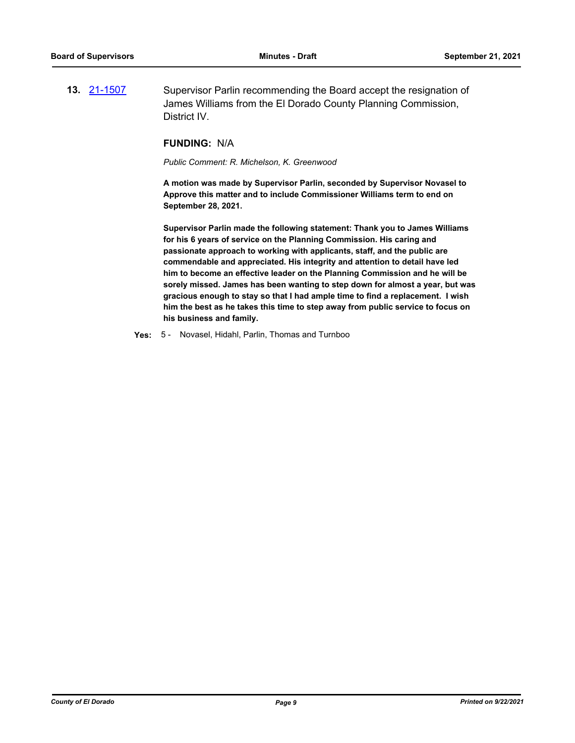**13.** [21-1507](21-1507) Supervisor Parlin recommending the Board accept the resignation of James Williams from the El Dorado County Planning Commission, District IV.

**FUNDING:** N/A

*Public Comment: R. Michelson, K. Greenwood*

**A motion was made by Supervisor Parlin, seconded by Supervisor Novasel to Approve this matter and to include Commissioner Williams term to end on September 28, 2021.**

**Supervisor Parlin made the following statement: Thank you to James Williams for his 6 years of service on the Planning Commission. His caring and passionate approach to working with applicants, staff, and the public are commendable and appreciated. His integrity and attention to detail have led him to become an effective leader on the Planning Commission and he will be sorely missed. James has been wanting to step down for almost a year, but was gracious enough to stay so that I had ample time to find a replacement. I wish him the best as he takes this time to step away from public service to focus on his business and family.**

**Yes:** 5 - Novasel, Hidahl, Parlin, Thomas and Turnboo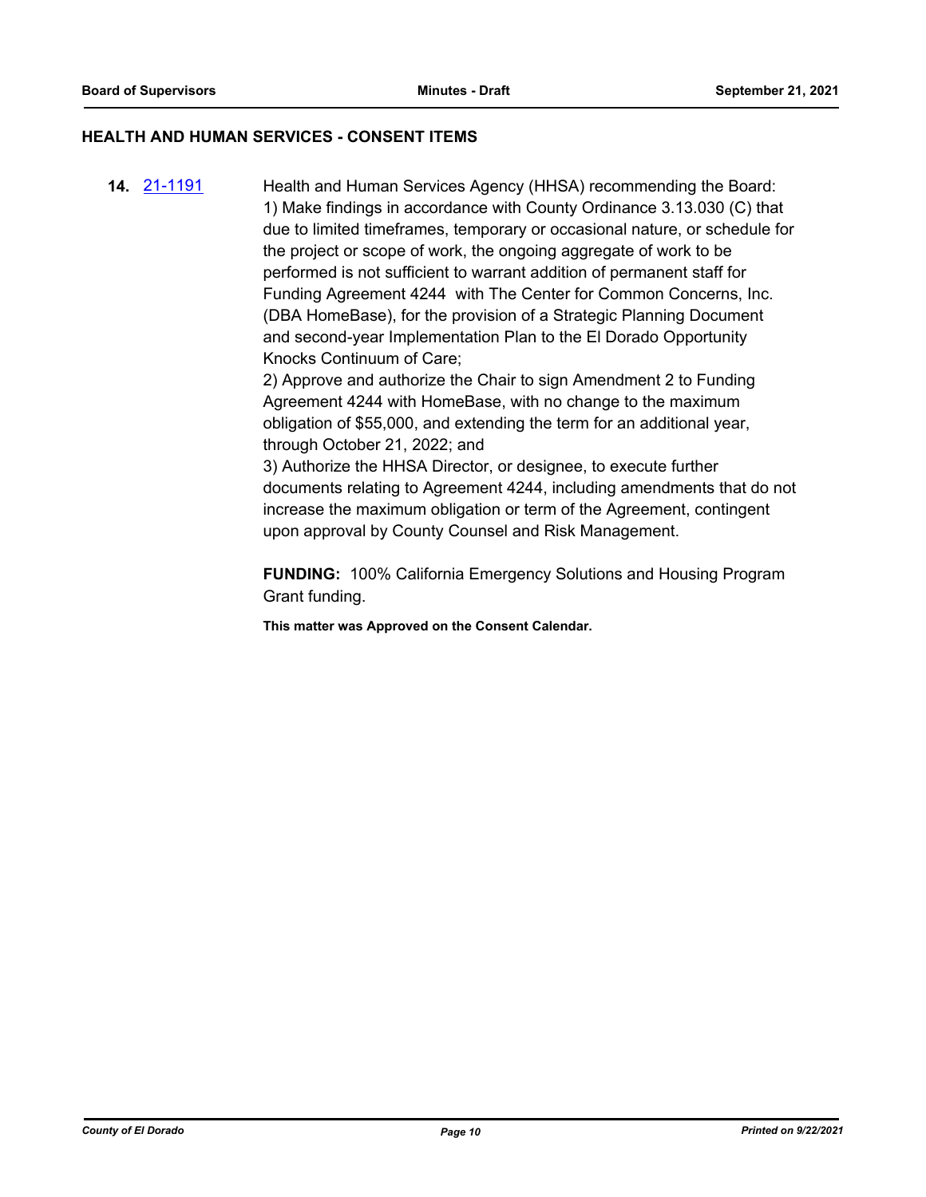## HEALTH AND HUMAN SERVICES - CONSENT ITEMS

**14.** [21-1191](21-1191)

Health and Human Services Agency (HHSA) recommending the Board:
1) Make findings in accordance with County Ordinance 3.13.030 (C) that due to limited timeframes, temporary or occasional nature, or schedule for the project or scope of work, the ongoing aggregate of work to be performed is not sufficient to warrant addition of permanent staff for Funding Agreement 4244 with The Center for Common Concerns, Inc. (DBA HomeBase), for the provision of a Strategic Planning Document and second-year Implementation Plan to the El Dorado Opportunity Knocks Continuum of Care;
2) Approve and authorize the Chair to sign Amendment 2 to Funding Agreement 4244 with HomeBase, with no change to the maximum obligation of $55,000, and extending the term for an additional year, through October 21, 2022; and
3) Authorize the HHSA Director, or designee, to execute further documents relating to Agreement 4244, including amendments that do not increase the maximum obligation or term of the Agreement, contingent upon approval by County Counsel and Risk Management.

**FUNDING:** 100% California Emergency Solutions and Housing Program Grant funding.

**This matter was Approved on the Consent Calendar.**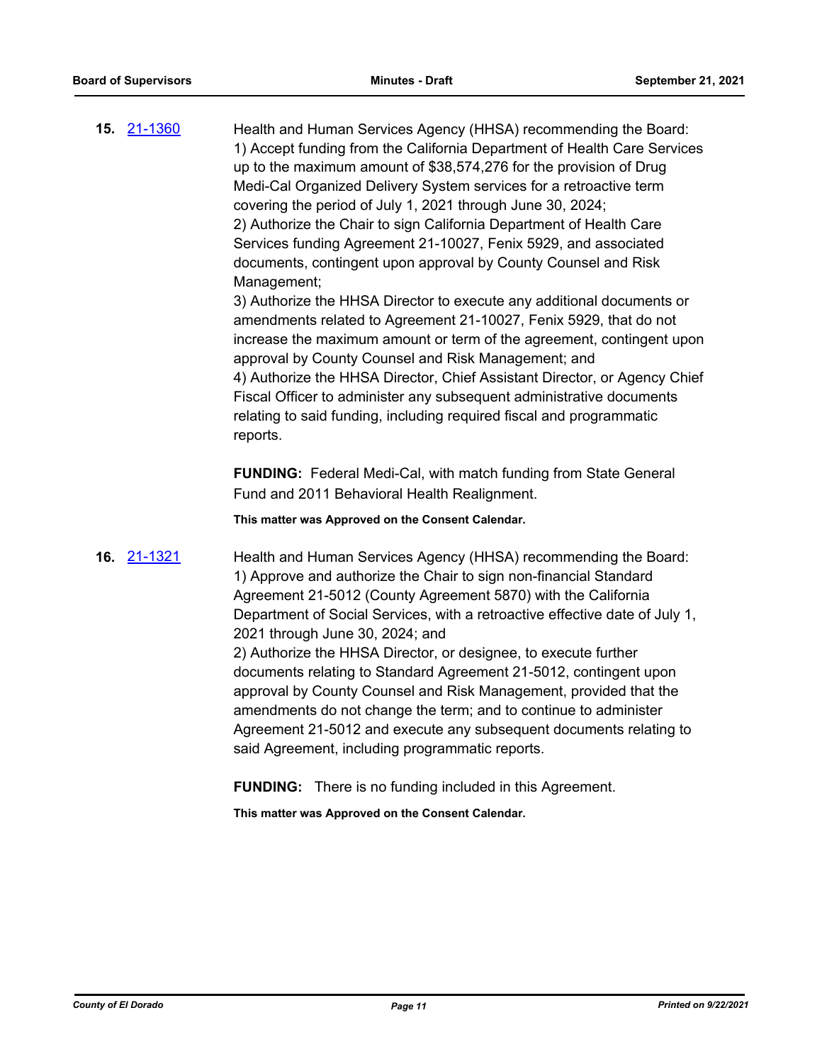**15.** [21-1360](21-1360)

Health and Human Services Agency (HHSA) recommending the Board:
1) Accept funding from the California Department of Health Care Services up to the maximum amount of $38,574,276 for the provision of Drug Medi-Cal Organized Delivery System services for a retroactive term covering the period of July 1, 2021 through June 30, 2024;
2) Authorize the Chair to sign California Department of Health Care Services funding Agreement 21-10027, Fenix 5929, and associated documents, contingent upon approval by County Counsel and Risk Management;
3) Authorize the HHSA Director to execute any additional documents or amendments related to Agreement 21-10027, Fenix 5929, that do not increase the maximum amount or term of the agreement, contingent upon approval by County Counsel and Risk Management; and
4) Authorize the HHSA Director, Chief Assistant Director, or Agency Chief Fiscal Officer to administer any subsequent administrative documents relating to said funding, including required fiscal and programmatic reports.

**FUNDING:** Federal Medi-Cal, with match funding from State General Fund and 2011 Behavioral Health Realignment.

**This matter was Approved on the Consent Calendar.**

**16.** [21-1321](21-1321)

Health and Human Services Agency (HHSA) recommending the Board:
1) Approve and authorize the Chair to sign non-financial Standard Agreement 21-5012 (County Agreement 5870) with the California Department of Social Services, with a retroactive effective date of July 1, 2021 through June 30, 2024; and
2) Authorize the HHSA Director, or designee, to execute further documents relating to Standard Agreement 21-5012, contingent upon approval by County Counsel and Risk Management, provided that the amendments do not change the term; and to continue to administer Agreement 21-5012 and execute any subsequent documents relating to said Agreement, including programmatic reports.

**FUNDING:** There is no funding included in this Agreement.

**This matter was Approved on the Consent Calendar.**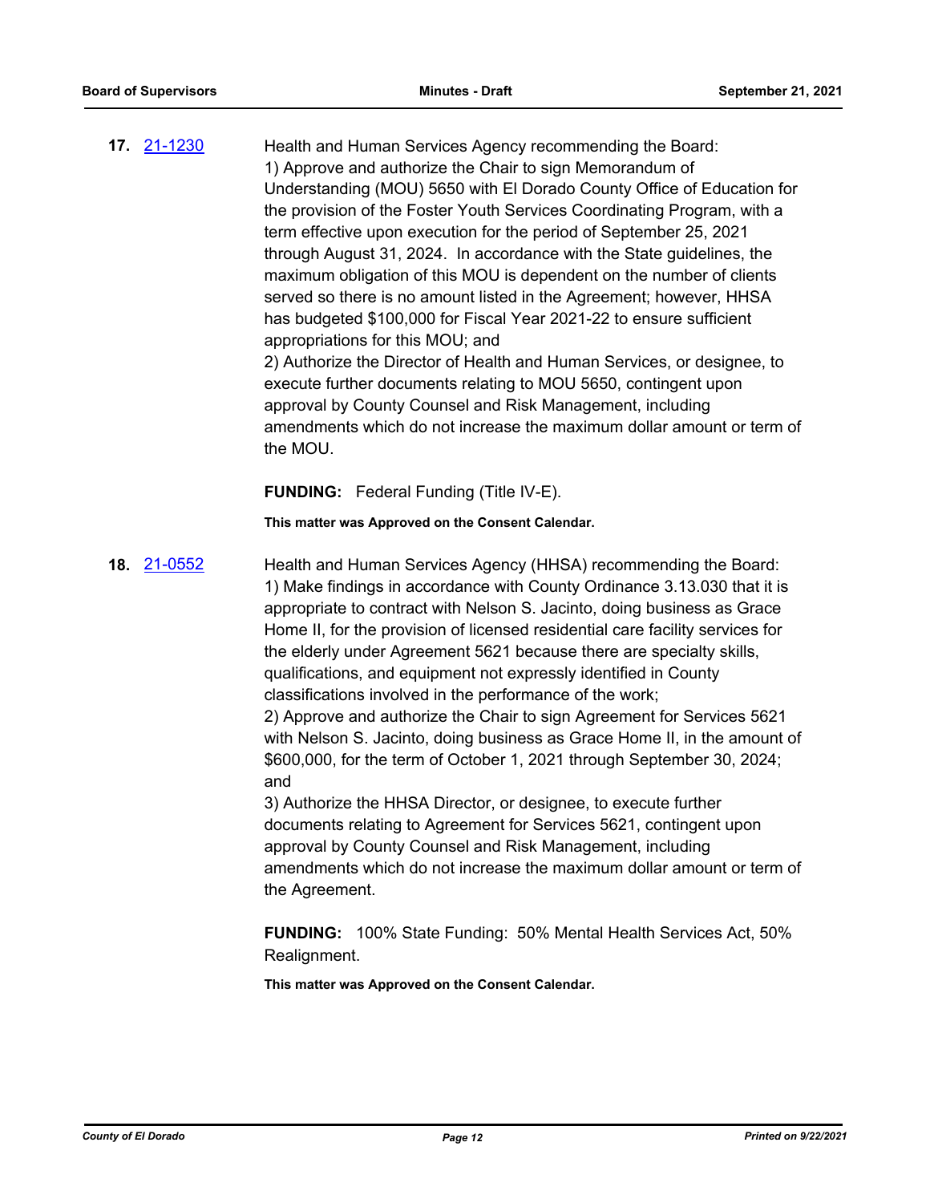**17.** [21-1230](21-1230)

Health and Human Services Agency recommending the Board:
1) Approve and authorize the Chair to sign Memorandum of Understanding (MOU) 5650 with El Dorado County Office of Education for the provision of the Foster Youth Services Coordinating Program, with a term effective upon execution for the period of September 25, 2021 through August 31, 2024. In accordance with the State guidelines, the maximum obligation of this MOU is dependent on the number of clients served so there is no amount listed in the Agreement; however, HHSA has budgeted $100,000 for Fiscal Year 2021-22 to ensure sufficient appropriations for this MOU; and
2) Authorize the Director of Health and Human Services, or designee, to execute further documents relating to MOU 5650, contingent upon approval by County Counsel and Risk Management, including amendments which do not increase the maximum dollar amount or term of the MOU.

**FUNDING:** Federal Funding (Title IV-E).

**This matter was Approved on the Consent Calendar.**

**18.** [21-0552](21-0552)

Health and Human Services Agency (HHSA) recommending the Board:
1) Make findings in accordance with County Ordinance 3.13.030 that it is appropriate to contract with Nelson S. Jacinto, doing business as Grace Home II, for the provision of licensed residential care facility services for the elderly under Agreement 5621 because there are specialty skills, qualifications, and equipment not expressly identified in County classifications involved in the performance of the work;
2) Approve and authorize the Chair to sign Agreement for Services 5621 with Nelson S. Jacinto, doing business as Grace Home II, in the amount of $600,000, for the term of October 1, 2021 through September 30, 2024; and
3) Authorize the HHSA Director, or designee, to execute further documents relating to Agreement for Services 5621, contingent upon approval by County Counsel and Risk Management, including amendments which do not increase the maximum dollar amount or term of the Agreement.

**FUNDING:** 100% State Funding: 50% Mental Health Services Act, 50% Realignment.

**This matter was Approved on the Consent Calendar.**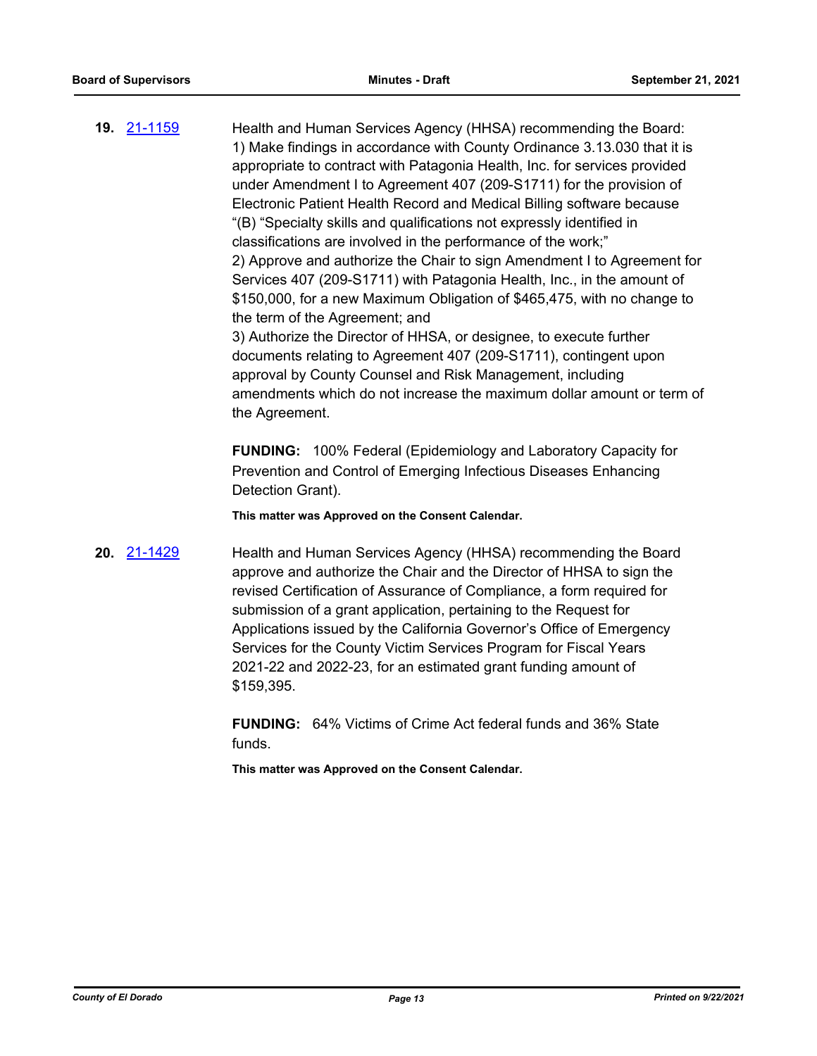**19.** [21-1159]

Health and Human Services Agency (HHSA) recommending the Board:
1) Make findings in accordance with County Ordinance 3.13.030 that it is appropriate to contract with Patagonia Health, Inc. for services provided under Amendment I to Agreement 407 (209-S1711) for the provision of Electronic Patient Health Record and Medical Billing software because "(B) "Specialty skills and qualifications not expressly identified in classifications are involved in the performance of the work;"
2) Approve and authorize the Chair to sign Amendment I to Agreement for Services 407 (209-S1711) with Patagonia Health, Inc., in the amount of $150,000, for a new Maximum Obligation of $465,475, with no change to the term of the Agreement; and
3) Authorize the Director of HHSA, or designee, to execute further documents relating to Agreement 407 (209-S1711), contingent upon approval by County Counsel and Risk Management, including amendments which do not increase the maximum dollar amount or term of the Agreement.

**FUNDING:** 100% Federal (Epidemiology and Laboratory Capacity for Prevention and Control of Emerging Infectious Diseases Enhancing Detection Grant).

**This matter was Approved on the Consent Calendar.**

**20.** [21-1429]

Health and Human Services Agency (HHSA) recommending the Board approve and authorize the Chair and the Director of HHSA to sign the revised Certification of Assurance of Compliance, a form required for submission of a grant application, pertaining to the Request for Applications issued by the California Governor's Office of Emergency Services for the County Victim Services Program for Fiscal Years 2021-22 and 2022-23, for an estimated grant funding amount of $159,395.

**FUNDING:** 64% Victims of Crime Act federal funds and 36% State funds.

**This matter was Approved on the Consent Calendar.**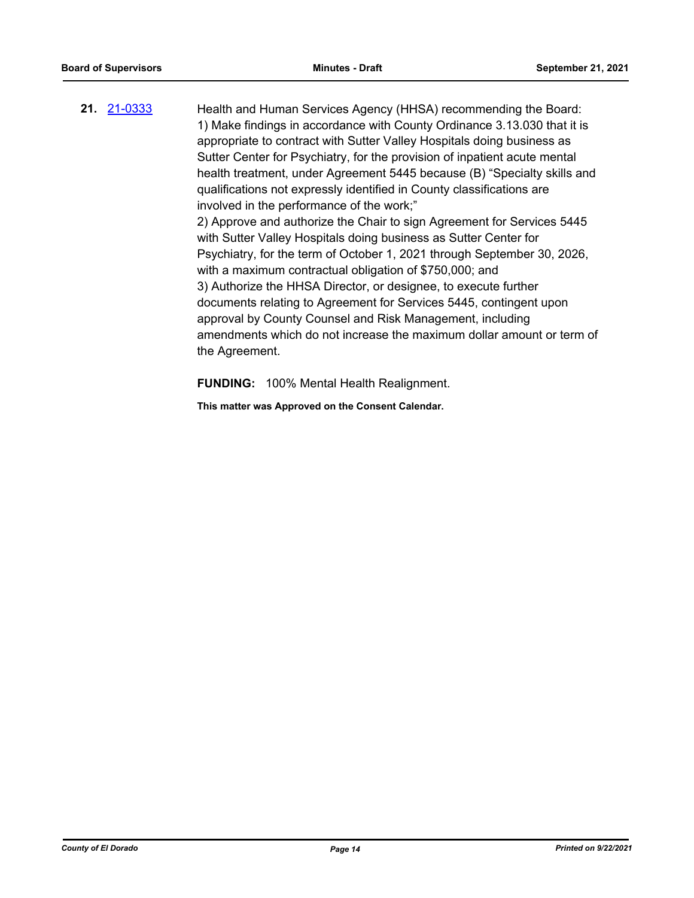**21.** 21-0333 Health and Human Services Agency (HHSA) recommending the Board:

1) Make findings in accordance with County Ordinance 3.13.030 that it is appropriate to contract with Sutter Valley Hospitals doing business as Sutter Center for Psychiatry, for the provision of inpatient acute mental health treatment, under Agreement 5445 because (B) "Specialty skills and qualifications not expressly identified in County classifications are involved in the performance of the work;"

2) Approve and authorize the Chair to sign Agreement for Services 5445 with Sutter Valley Hospitals doing business as Sutter Center for Psychiatry, for the term of October 1, 2021 through September 30, 2026, with a maximum contractual obligation of $750,000; and

3) Authorize the HHSA Director, or designee, to execute further documents relating to Agreement for Services 5445, contingent upon approval by County Counsel and Risk Management, including amendments which do not increase the maximum dollar amount or term of the Agreement.

**FUNDING:** 100% Mental Health Realignment.

**This matter was Approved on the Consent Calendar.**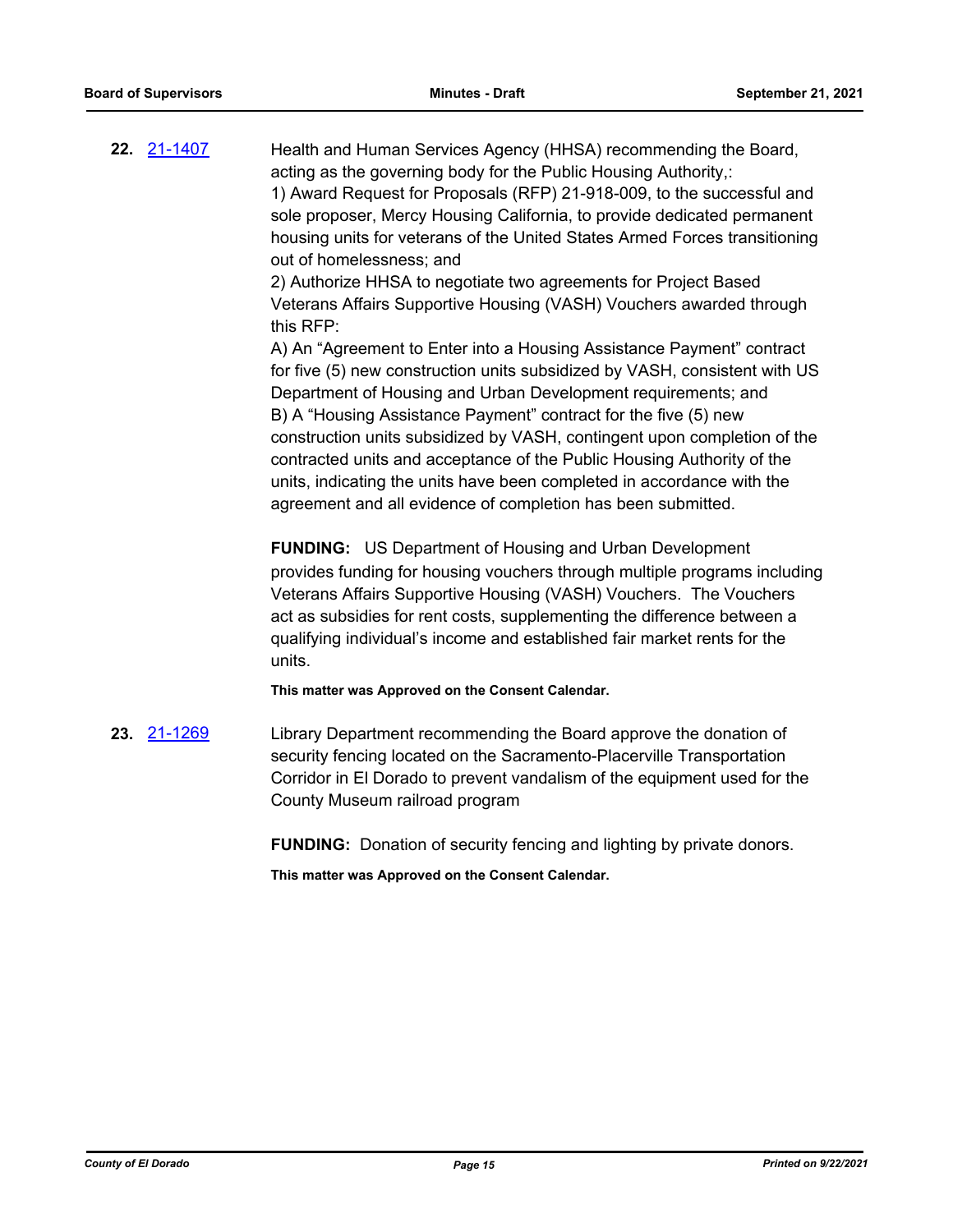**22.** [21-1407](21-1407)

Health and Human Services Agency (HHSA) recommending the Board, acting as the governing body for the Public Housing Authority,:
1) Award Request for Proposals (RFP) 21-918-009, to the successful and sole proposer, Mercy Housing California, to provide dedicated permanent housing units for veterans of the United States Armed Forces transitioning out of homelessness; and
2) Authorize HHSA to negotiate two agreements for Project Based Veterans Affairs Supportive Housing (VASH) Vouchers awarded through this RFP:
A) An "Agreement to Enter into a Housing Assistance Payment" contract for five (5) new construction units subsidized by VASH, consistent with US Department of Housing and Urban Development requirements; and
B) A "Housing Assistance Payment" contract for the five (5) new construction units subsidized by VASH, contingent upon completion of the contracted units and acceptance of the Public Housing Authority of the units, indicating the units have been completed in accordance with the agreement and all evidence of completion has been submitted.

**FUNDING:** US Department of Housing and Urban Development provides funding for housing vouchers through multiple programs including Veterans Affairs Supportive Housing (VASH) Vouchers. The Vouchers act as subsidies for rent costs, supplementing the difference between a qualifying individual's income and established fair market rents for the units.

**This matter was Approved on the Consent Calendar.**

**23.** [21-1269](21-1269)

Library Department recommending the Board approve the donation of security fencing located on the Sacramento-Placerville Transportation Corridor in El Dorado to prevent vandalism of the equipment used for the County Museum railroad program

**FUNDING:** Donation of security fencing and lighting by private donors.

**This matter was Approved on the Consent Calendar.**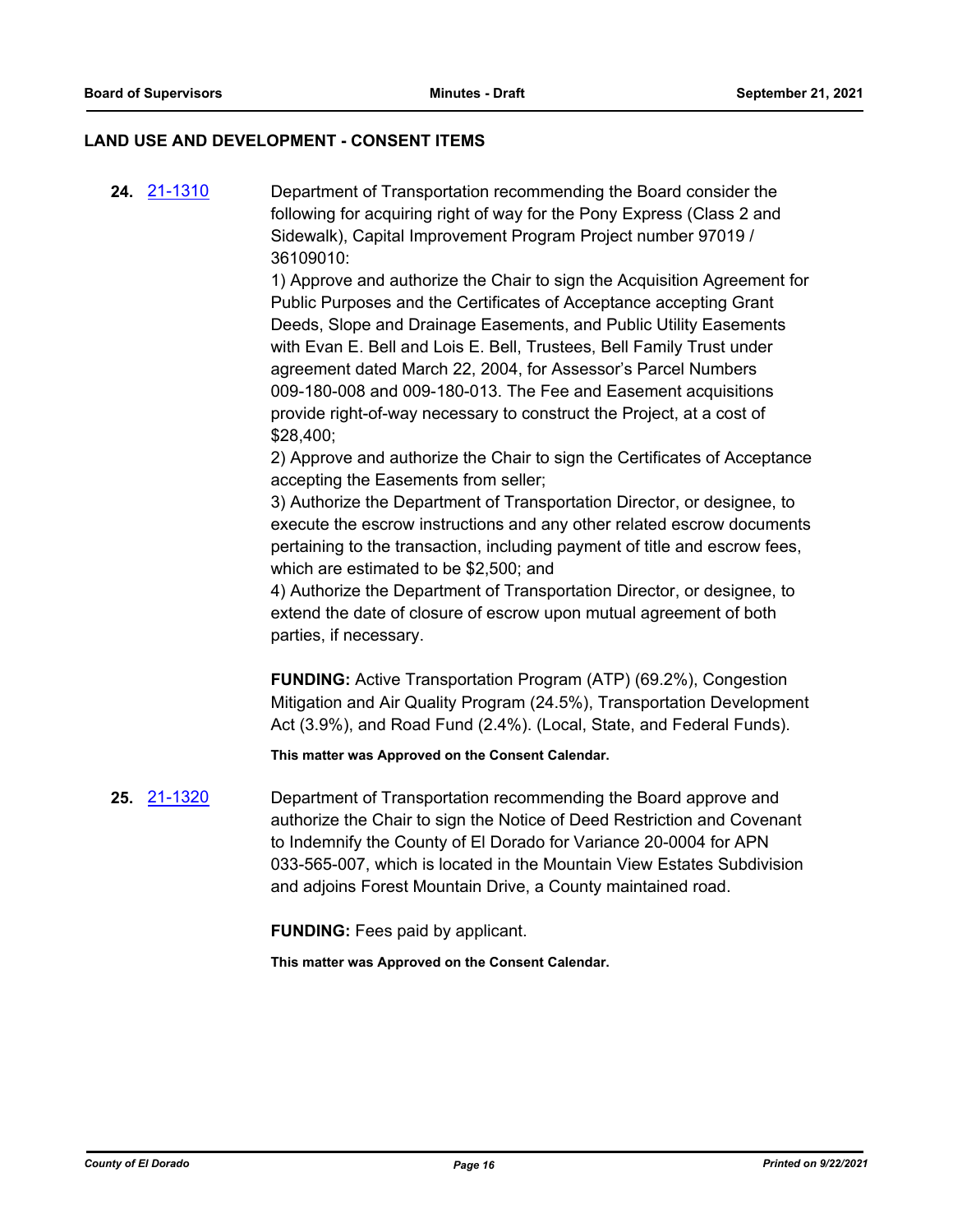## LAND USE AND DEVELOPMENT - CONSENT ITEMS

**24.** 21-1310

Department of Transportation recommending the Board consider the following for acquiring right of way for the Pony Express (Class 2 and Sidewalk), Capital Improvement Program Project number 97019 / 36109010:

1) Approve and authorize the Chair to sign the Acquisition Agreement for Public Purposes and the Certificates of Acceptance accepting Grant Deeds, Slope and Drainage Easements, and Public Utility Easements with Evan E. Bell and Lois E. Bell, Trustees, Bell Family Trust under agreement dated March 22, 2004, for Assessor's Parcel Numbers 009-180-008 and 009-180-013. The Fee and Easement acquisitions provide right-of-way necessary to construct the Project, at a cost of $28,400;

2) Approve and authorize the Chair to sign the Certificates of Acceptance accepting the Easements from seller;

3) Authorize the Department of Transportation Director, or designee, to execute the escrow instructions and any other related escrow documents pertaining to the transaction, including payment of title and escrow fees, which are estimated to be $2,500; and

4) Authorize the Department of Transportation Director, or designee, to extend the date of closure of escrow upon mutual agreement of both parties, if necessary.

**FUNDING:** Active Transportation Program (ATP) (69.2%), Congestion Mitigation and Air Quality Program (24.5%), Transportation Development Act (3.9%), and Road Fund (2.4%). (Local, State, and Federal Funds).

**This matter was Approved on the Consent Calendar.**

**25.** 21-1320

Department of Transportation recommending the Board approve and authorize the Chair to sign the Notice of Deed Restriction and Covenant to Indemnify the County of El Dorado for Variance 20-0004 for APN 033-565-007, which is located in the Mountain View Estates Subdivision and adjoins Forest Mountain Drive, a County maintained road.

**FUNDING:** Fees paid by applicant.

**This matter was Approved on the Consent Calendar.**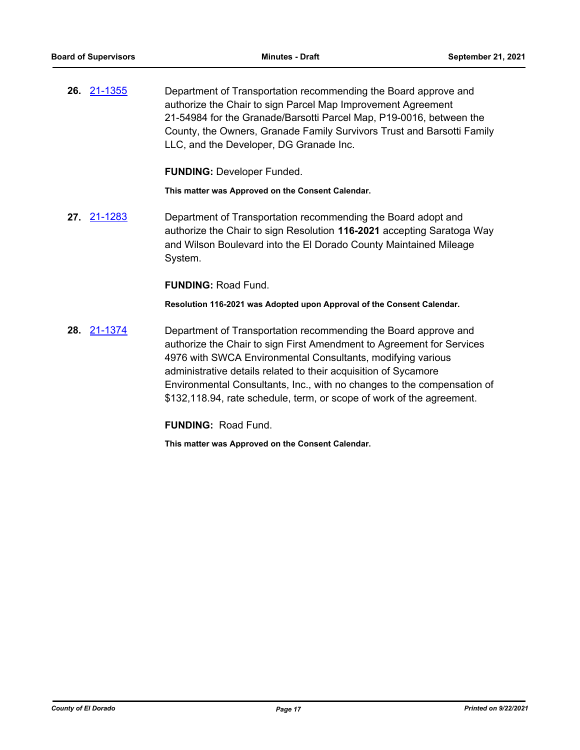**26.** 21-1355

Department of Transportation recommending the Board approve and authorize the Chair to sign Parcel Map Improvement Agreement 21-54984 for the Granade/Barsotti Parcel Map, P19-0016, between the County, the Owners, Granade Family Survivors Trust and Barsotti Family LLC, and the Developer, DG Granade Inc.

**FUNDING:** Developer Funded.

**This matter was Approved on the Consent Calendar.**

**27.** 21-1283

Department of Transportation recommending the Board adopt and authorize the Chair to sign Resolution **116-2021** accepting Saratoga Way and Wilson Boulevard into the El Dorado County Maintained Mileage System.

**FUNDING:** Road Fund.

**Resolution 116-2021 was Adopted upon Approval of the Consent Calendar.**

**28.** 21-1374

Department of Transportation recommending the Board approve and authorize the Chair to sign First Amendment to Agreement for Services 4976 with SWCA Environmental Consultants, modifying various administrative details related to their acquisition of Sycamore Environmental Consultants, Inc., with no changes to the compensation of $132,118.94, rate schedule, term, or scope of work of the agreement.

**FUNDING:** Road Fund.

**This matter was Approved on the Consent Calendar.**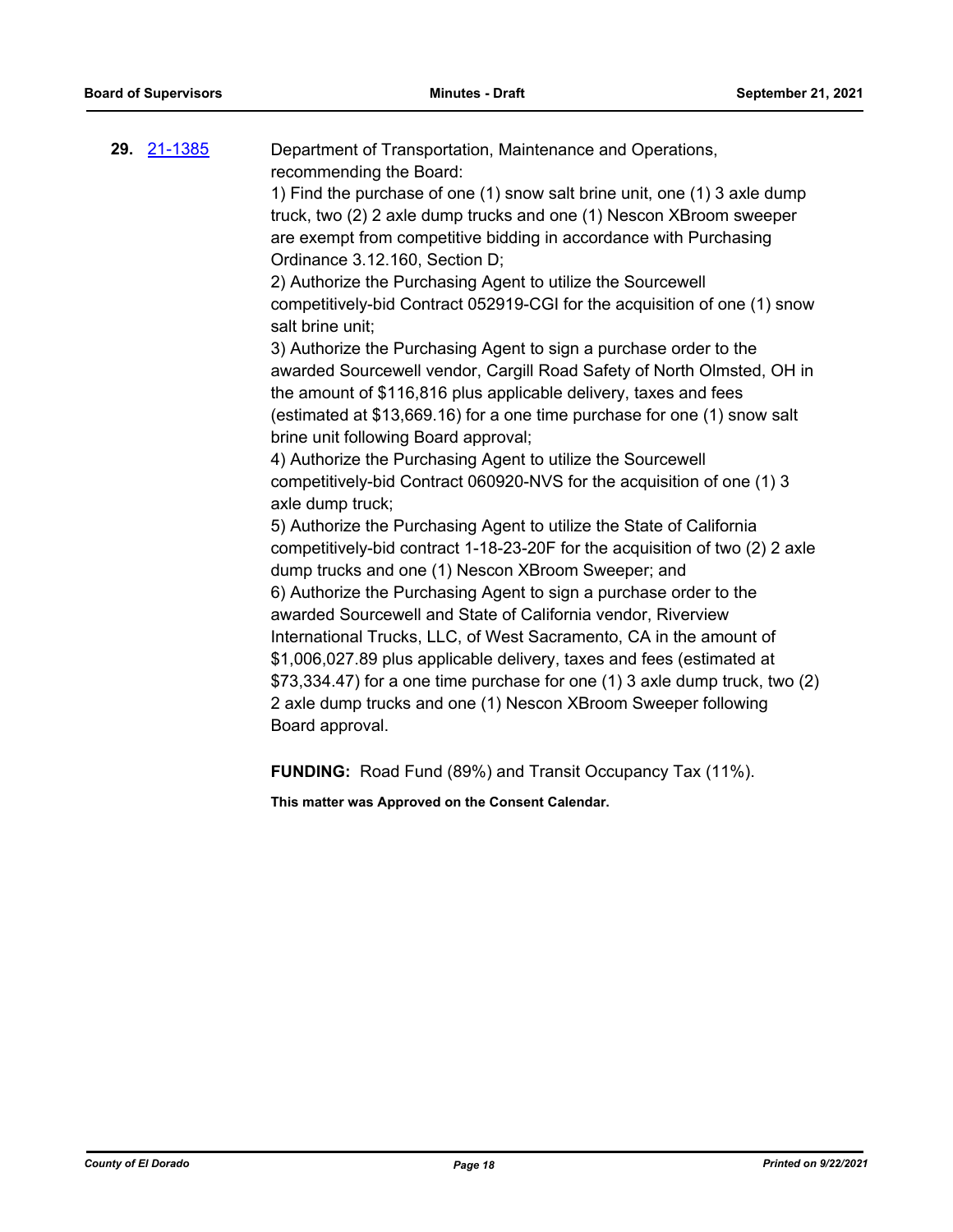**29.** [21-1385](21-1385)

Department of Transportation, Maintenance and Operations, recommending the Board:

1) Find the purchase of one (1) snow salt brine unit, one (1) 3 axle dump truck, two (2) 2 axle dump trucks and one (1) Nescon XBroom sweeper are exempt from competitive bidding in accordance with Purchasing Ordinance 3.12.160, Section D;

2) Authorize the Purchasing Agent to utilize the Sourcewell competitively-bid Contract 052919-CGI for the acquisition of one (1) snow salt brine unit;

3) Authorize the Purchasing Agent to sign a purchase order to the awarded Sourcewell vendor, Cargill Road Safety of North Olmsted, OH in the amount of $116,816 plus applicable delivery, taxes and fees (estimated at $13,669.16) for a one time purchase for one (1) snow salt brine unit following Board approval;

4) Authorize the Purchasing Agent to utilize the Sourcewell competitively-bid Contract 060920-NVS for the acquisition of one (1) 3 axle dump truck;

5) Authorize the Purchasing Agent to utilize the State of California competitively-bid contract 1-18-23-20F for the acquisition of two (2) 2 axle dump trucks and one (1) Nescon XBroom Sweeper; and

6) Authorize the Purchasing Agent to sign a purchase order to the awarded Sourcewell and State of California vendor, Riverview International Trucks, LLC, of West Sacramento, CA in the amount of $1,006,027.89 plus applicable delivery, taxes and fees (estimated at $73,334.47) for a one time purchase for one (1) 3 axle dump truck, two (2) 2 axle dump trucks and one (1) Nescon XBroom Sweeper following Board approval.

**FUNDING:** Road Fund (89%) and Transit Occupancy Tax (11%).

**This matter was Approved on the Consent Calendar.**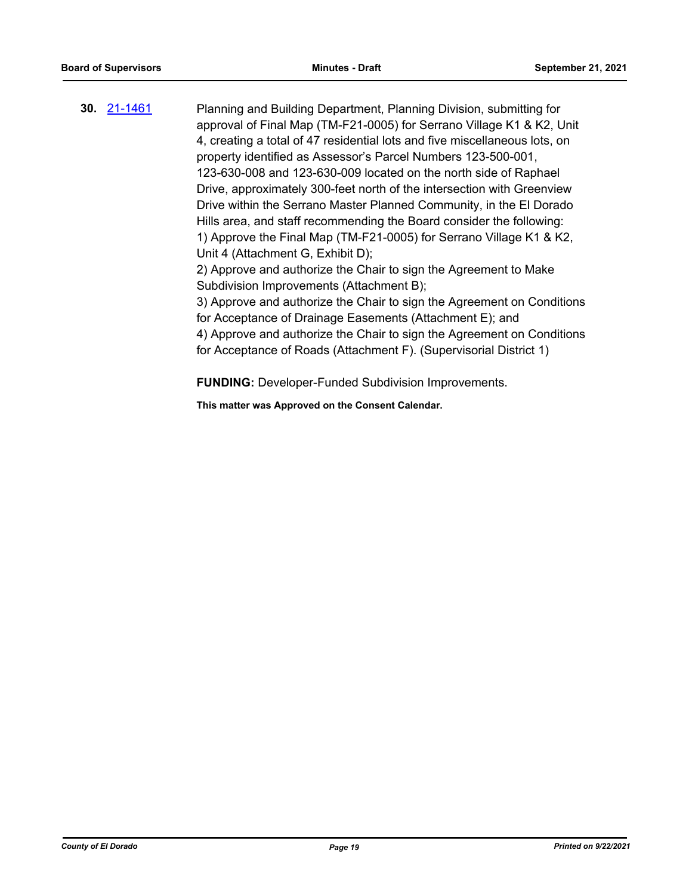**30.** 21-1461

Planning and Building Department, Planning Division, submitting for approval of Final Map (TM-F21-0005) for Serrano Village K1 & K2, Unit 4, creating a total of 47 residential lots and five miscellaneous lots, on property identified as Assessor's Parcel Numbers 123-500-001, 123-630-008 and 123-630-009 located on the north side of Raphael Drive, approximately 300-feet north of the intersection with Greenview Drive within the Serrano Master Planned Community, in the El Dorado Hills area, and staff recommending the Board consider the following:

1) Approve the Final Map (TM-F21-0005) for Serrano Village K1 & K2, Unit 4 (Attachment G, Exhibit D);

2) Approve and authorize the Chair to sign the Agreement to Make Subdivision Improvements (Attachment B);

3) Approve and authorize the Chair to sign the Agreement on Conditions for Acceptance of Drainage Easements (Attachment E); and

4) Approve and authorize the Chair to sign the Agreement on Conditions for Acceptance of Roads (Attachment F). (Supervisorial District 1)

**FUNDING:** Developer-Funded Subdivision Improvements.

**This matter was Approved on the Consent Calendar.**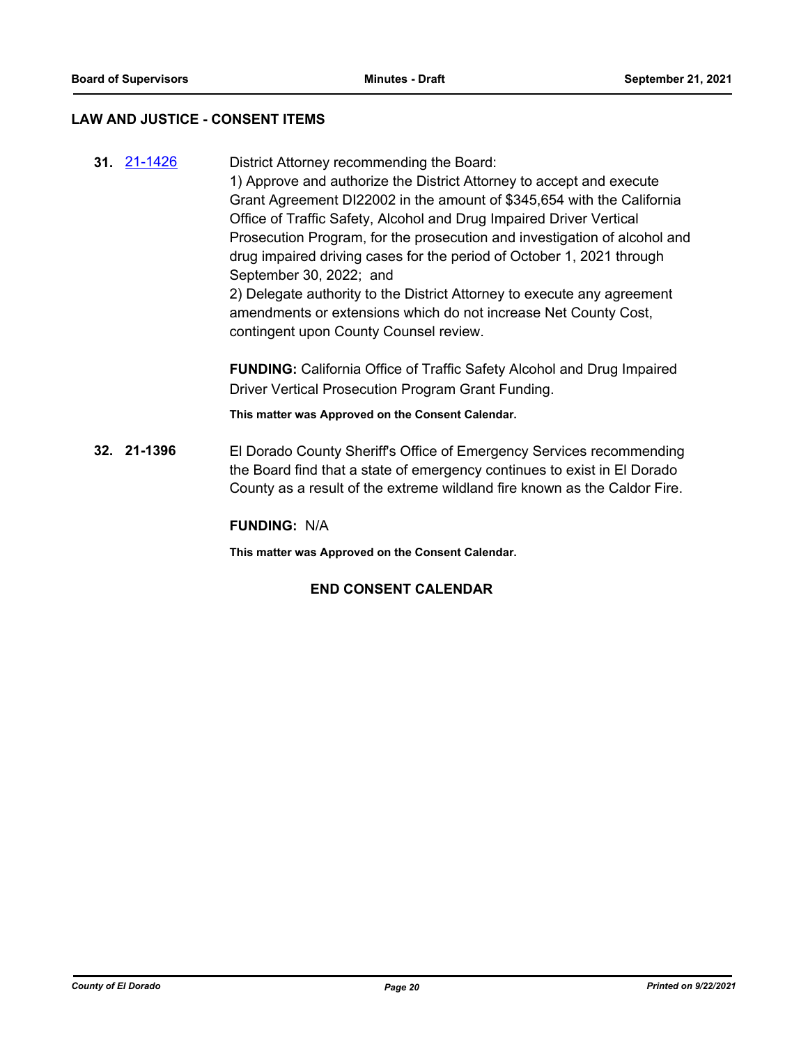## LAW AND JUSTICE - CONSENT ITEMS

**31.** [21-1426]

District Attorney recommending the Board:
1) Approve and authorize the District Attorney to accept and execute Grant Agreement DI22002 in the amount of $345,654 with the California Office of Traffic Safety, Alcohol and Drug Impaired Driver Vertical Prosecution Program, for the prosecution and investigation of alcohol and drug impaired driving cases for the period of October 1, 2021 through September 30, 2022; and
2) Delegate authority to the District Attorney to execute any agreement amendments or extensions which do not increase Net County Cost, contingent upon County Counsel review.

**FUNDING:** California Office of Traffic Safety Alcohol and Drug Impaired Driver Vertical Prosecution Program Grant Funding.

**This matter was Approved on the Consent Calendar.**

**32. 21-1396**

El Dorado County Sheriff's Office of Emergency Services recommending the Board find that a state of emergency continues to exist in El Dorado County as a result of the extreme wildland fire known as the Caldor Fire.

**FUNDING:** N/A

**This matter was Approved on the Consent Calendar.**

**END CONSENT CALENDAR**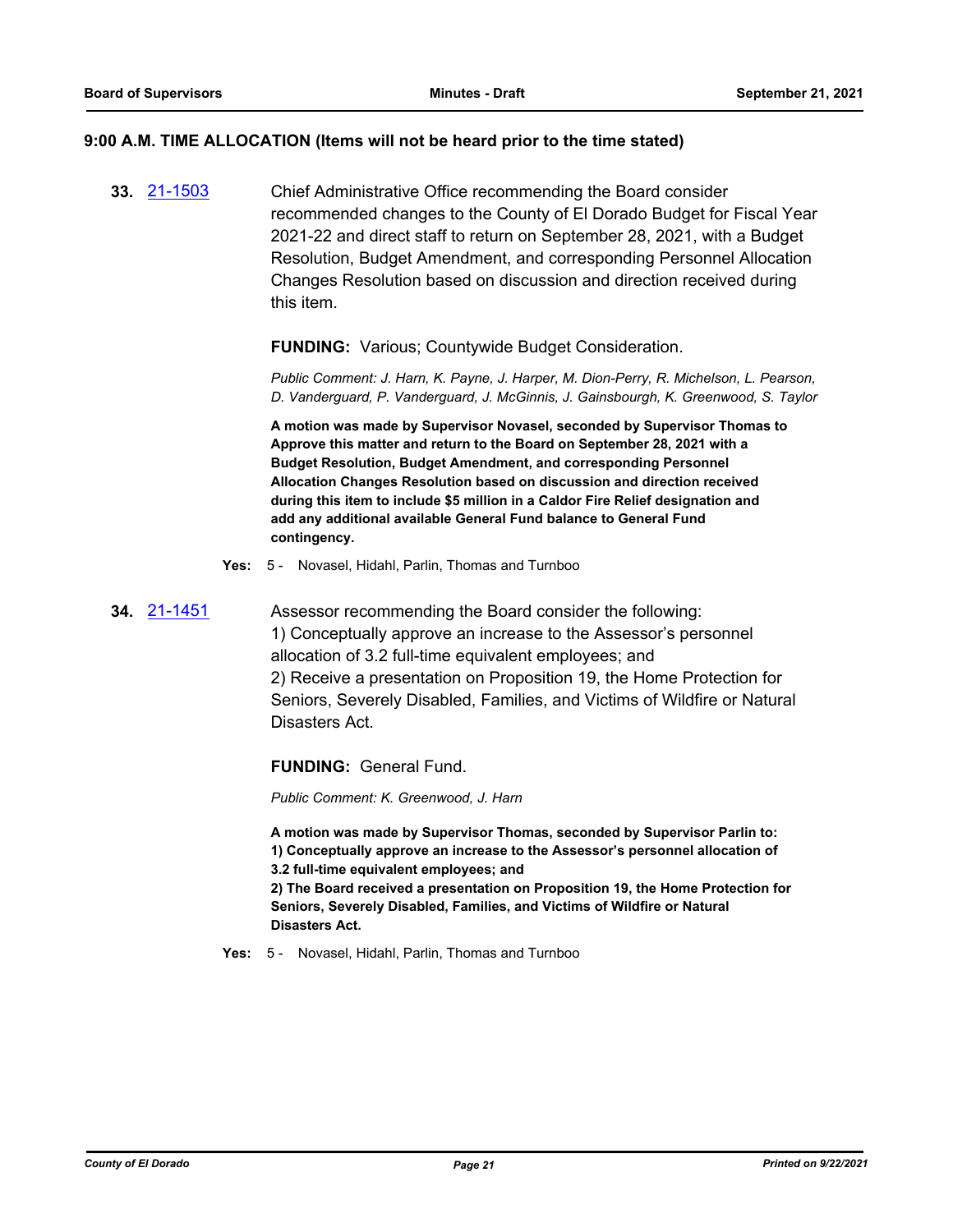## 9:00 A.M. TIME ALLOCATION (Items will not be heard prior to the time stated)

**33.** [21-1503](21-1503) Chief Administrative Office recommending the Board consider recommended changes to the County of El Dorado Budget for Fiscal Year 2021-22 and direct staff to return on September 28, 2021, with a Budget Resolution, Budget Amendment, and corresponding Personnel Allocation Changes Resolution based on discussion and direction received during this item.

**FUNDING:** Various; Countywide Budget Consideration.

*Public Comment: J. Harn, K. Payne, J. Harper, M. Dion-Perry, R. Michelson, L. Pearson, D. Vanderguard, P. Vanderguard, J. McGinnis, J. Gainsbourgh, K. Greenwood, S. Taylor*

**A motion was made by Supervisor Novasel, seconded by Supervisor Thomas to Approve this matter and return to the Board on September 28, 2021 with a Budget Resolution, Budget Amendment, and corresponding Personnel Allocation Changes Resolution based on discussion and direction received during this item to include $5 million in a Caldor Fire Relief designation and add any additional available General Fund balance to General Fund contingency.**

**Yes:** 5 - Novasel, Hidahl, Parlin, Thomas and Turnboo

**34.** [21-1451](21-1451) Assessor recommending the Board consider the following:
1) Conceptually approve an increase to the Assessor's personnel allocation of 3.2 full-time equivalent employees; and
2) Receive a presentation on Proposition 19, the Home Protection for Seniors, Severely Disabled, Families, and Victims of Wildfire or Natural Disasters Act.

**FUNDING:** General Fund.

*Public Comment: K. Greenwood, J. Harn*

**A motion was made by Supervisor Thomas, seconded by Supervisor Parlin to:**
**1) Conceptually approve an increase to the Assessor's personnel allocation of 3.2 full-time equivalent employees; and**
**2) The Board received a presentation on Proposition 19, the Home Protection for Seniors, Severely Disabled, Families, and Victims of Wildfire or Natural Disasters Act.**

**Yes:** 5 - Novasel, Hidahl, Parlin, Thomas and Turnboo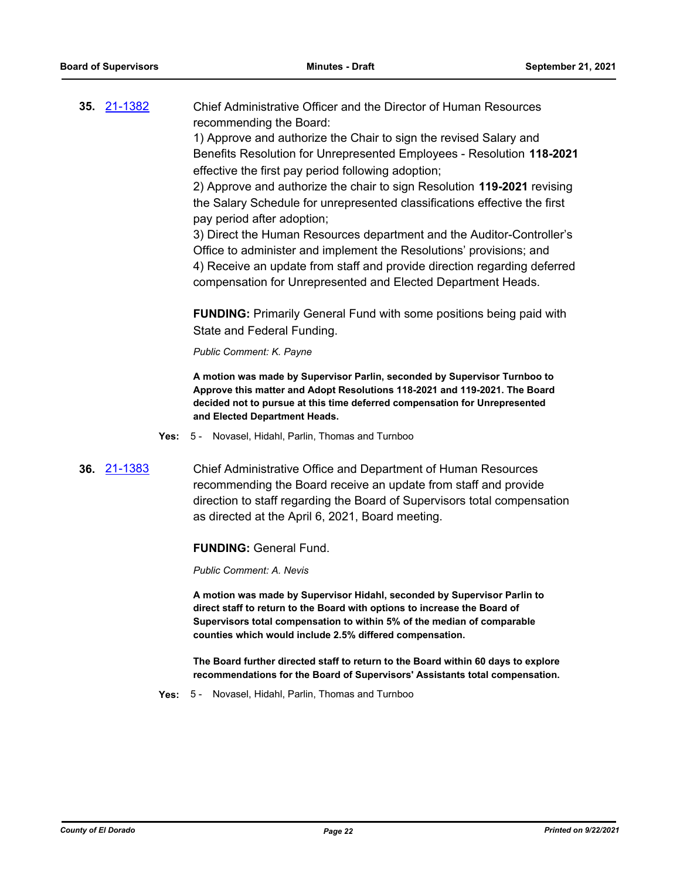**35.** [21-1382](21-1382)

Chief Administrative Officer and the Director of Human Resources recommending the Board:

1) Approve and authorize the Chair to sign the revised Salary and Benefits Resolution for Unrepresented Employees - Resolution **118-2021** effective the first pay period following adoption;

2) Approve and authorize the chair to sign Resolution **119-2021** revising the Salary Schedule for unrepresented classifications effective the first pay period after adoption;

3) Direct the Human Resources department and the Auditor-Controller's Office to administer and implement the Resolutions' provisions; and

4) Receive an update from staff and provide direction regarding deferred compensation for Unrepresented and Elected Department Heads.

**FUNDING:** Primarily General Fund with some positions being paid with State and Federal Funding.

*Public Comment: K. Payne*

**A motion was made by Supervisor Parlin, seconded by Supervisor Turnboo to Approve this matter and Adopt Resolutions 118-2021 and 119-2021. The Board decided not to pursue at this time deferred compensation for Unrepresented and Elected Department Heads.**

**Yes:** 5 - Novasel, Hidahl, Parlin, Thomas and Turnboo

**36.** [21-1383](21-1383)

Chief Administrative Office and Department of Human Resources recommending the Board receive an update from staff and provide direction to staff regarding the Board of Supervisors total compensation as directed at the April 6, 2021, Board meeting.

**FUNDING:** General Fund.

*Public Comment: A. Nevis*

**A motion was made by Supervisor Hidahl, seconded by Supervisor Parlin to direct staff to return to the Board with options to increase the Board of Supervisors total compensation to within 5% of the median of comparable counties which would include 2.5% differed compensation.**

**The Board further directed staff to return to the Board within 60 days to explore recommendations for the Board of Supervisors' Assistants total compensation.**

**Yes:** 5 - Novasel, Hidahl, Parlin, Thomas and Turnboo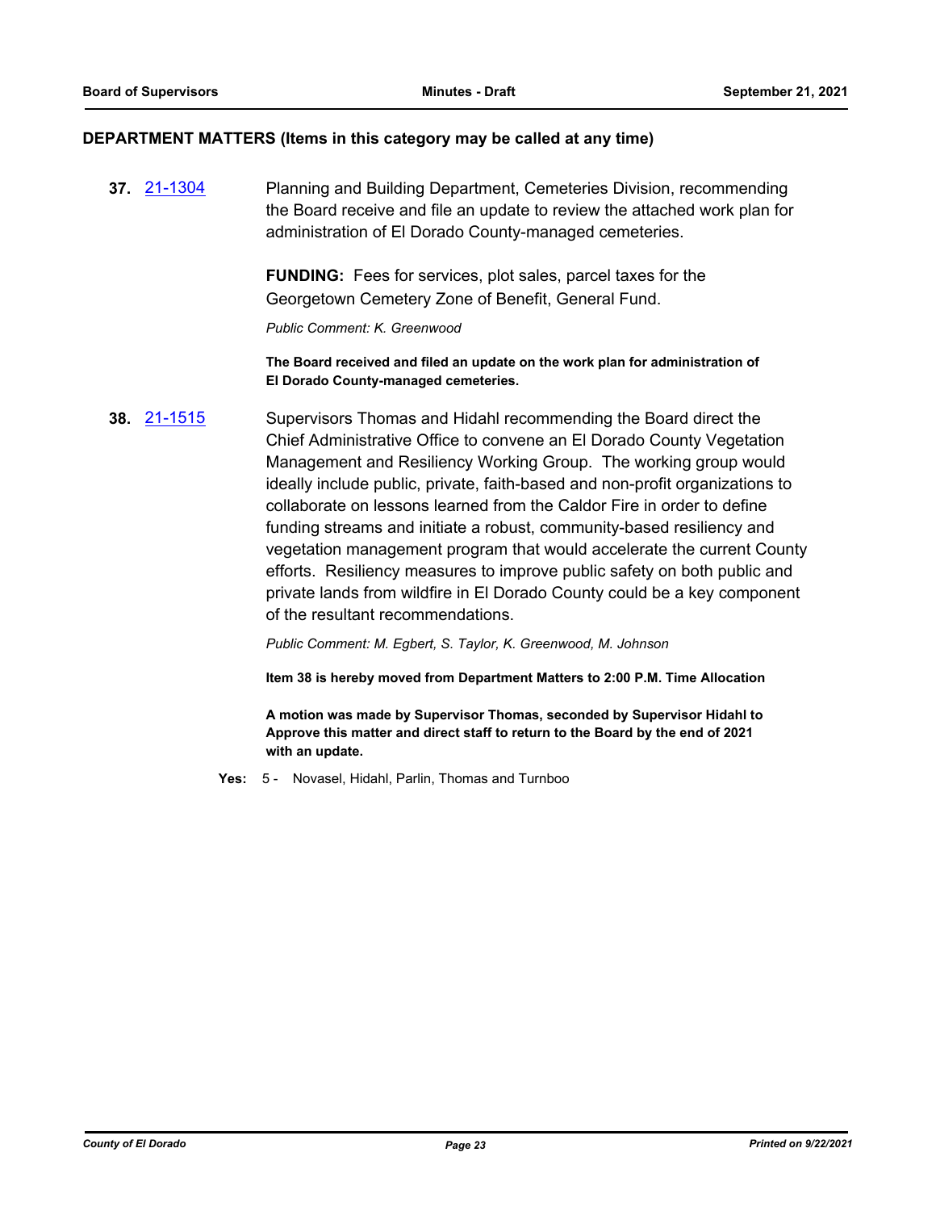## DEPARTMENT MATTERS (Items in this category may be called at any time)

**37.** 21-1304 Planning and Building Department, Cemeteries Division, recommending the Board receive and file an update to review the attached work plan for administration of El Dorado County-managed cemeteries.

**FUNDING:** Fees for services, plot sales, parcel taxes for the Georgetown Cemetery Zone of Benefit, General Fund.

*Public Comment: K. Greenwood*

**The Board received and filed an update on the work plan for administration of El Dorado County-managed cemeteries.**

**38.** 21-1515 Supervisors Thomas and Hidahl recommending the Board direct the Chief Administrative Office to convene an El Dorado County Vegetation Management and Resiliency Working Group. The working group would ideally include public, private, faith-based and non-profit organizations to collaborate on lessons learned from the Caldor Fire in order to define funding streams and initiate a robust, community-based resiliency and vegetation management program that would accelerate the current County efforts. Resiliency measures to improve public safety on both public and private lands from wildfire in El Dorado County could be a key component of the resultant recommendations.

*Public Comment: M. Egbert, S. Taylor, K. Greenwood, M. Johnson*

**Item 38 is hereby moved from Department Matters to 2:00 P.M. Time Allocation**

**A motion was made by Supervisor Thomas, seconded by Supervisor Hidahl to Approve this matter and direct staff to return to the Board by the end of 2021 with an update.**

**Yes:** 5 - Novasel, Hidahl, Parlin, Thomas and Turnboo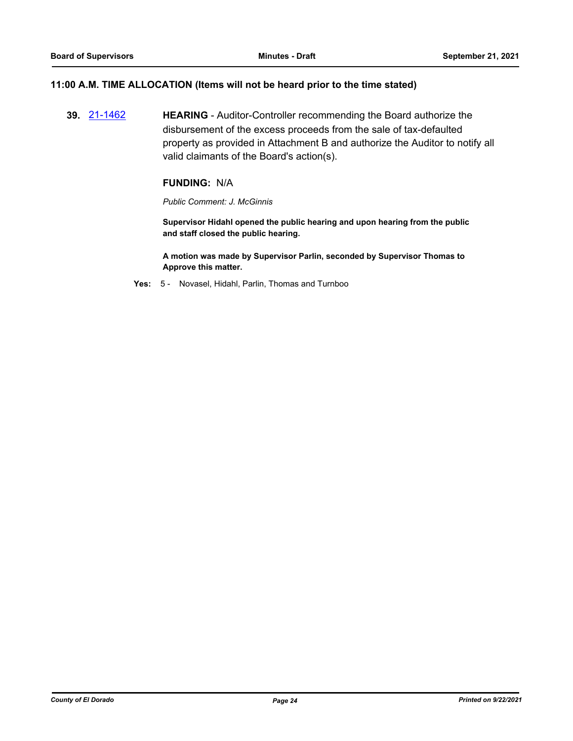### 11:00 A.M. TIME ALLOCATION (Items will not be heard prior to the time stated)

**39.** [21-1462](21-1462) **HEARING** - Auditor-Controller recommending the Board authorize the disbursement of the excess proceeds from the sale of tax-defaulted property as provided in Attachment B and authorize the Auditor to notify all valid claimants of the Board's action(s).

**FUNDING:** N/A

*Public Comment: J. McGinnis*

**Supervisor Hidahl opened the public hearing and upon hearing from the public and staff closed the public hearing.**

**A motion was made by Supervisor Parlin, seconded by Supervisor Thomas to Approve this matter.**

**Yes:** 5 - Novasel, Hidahl, Parlin, Thomas and Turnboo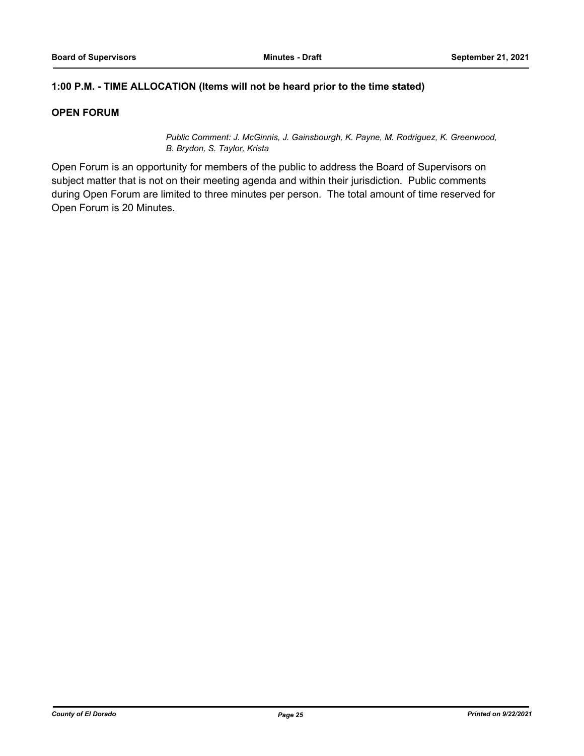**1:00 P.M. - TIME ALLOCATION (Items will not be heard prior to the time stated)**

**OPEN FORUM**

*Public Comment: J. McGinnis, J. Gainsbourgh, K. Payne, M. Rodriguez, K. Greenwood, B. Brydon, S. Taylor, Krista*

Open Forum is an opportunity for members of the public to address the Board of Supervisors on subject matter that is not on their meeting agenda and within their jurisdiction. Public comments during Open Forum are limited to three minutes per person. The total amount of time reserved for Open Forum is 20 Minutes.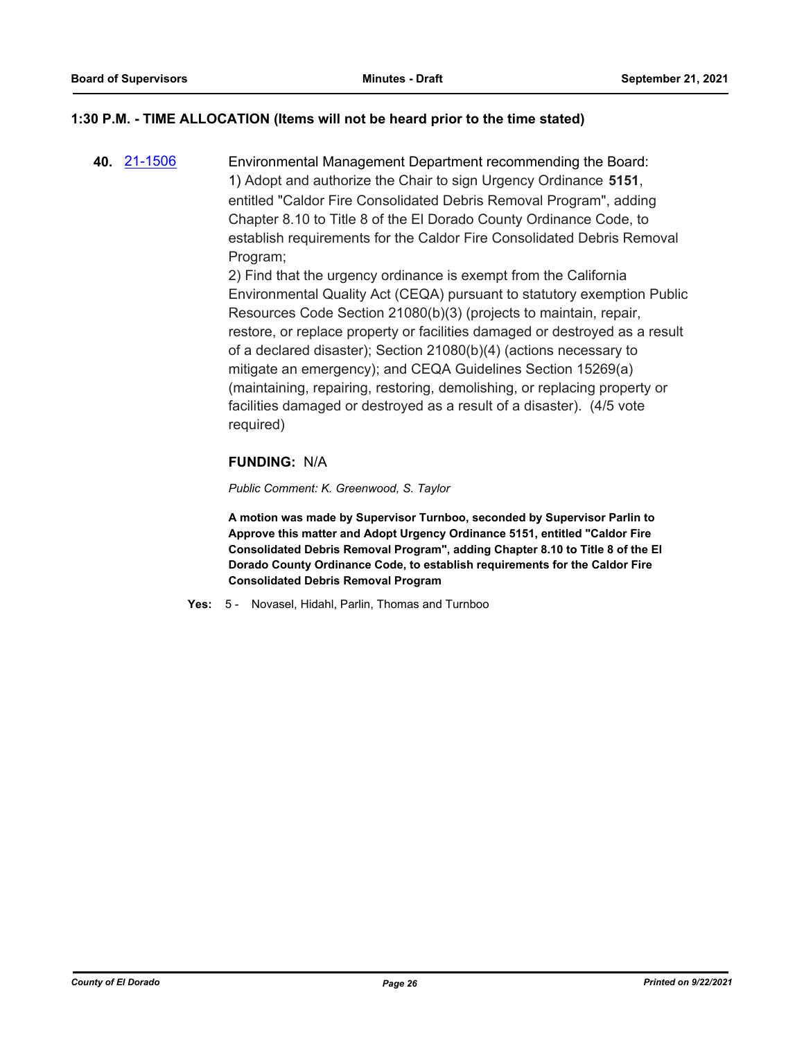## 1:30 P.M. - TIME ALLOCATION (Items will not be heard prior to the time stated)

**40.** [21-1506] Environmental Management Department recommending the Board:

1) Adopt and authorize the Chair to sign Urgency Ordinance **5151**, entitled "Caldor Fire Consolidated Debris Removal Program", adding Chapter 8.10 to Title 8 of the El Dorado County Ordinance Code, to establish requirements for the Caldor Fire Consolidated Debris Removal Program;

2) Find that the urgency ordinance is exempt from the California Environmental Quality Act (CEQA) pursuant to statutory exemption Public Resources Code Section 21080(b)(3) (projects to maintain, repair, restore, or replace property or facilities damaged or destroyed as a result of a declared disaster); Section 21080(b)(4) (actions necessary to mitigate an emergency); and CEQA Guidelines Section 15269(a) (maintaining, repairing, restoring, demolishing, or replacing property or facilities damaged or destroyed as a result of a disaster). (4/5 vote required)

**FUNDING:** N/A

*Public Comment: K. Greenwood, S. Taylor*

**A motion was made by Supervisor Turnboo, seconded by Supervisor Parlin to Approve this matter and Adopt Urgency Ordinance 5151, entitled "Caldor Fire Consolidated Debris Removal Program", adding Chapter 8.10 to Title 8 of the El Dorado County Ordinance Code, to establish requirements for the Caldor Fire Consolidated Debris Removal Program**

**Yes:** 5 - Novasel, Hidahl, Parlin, Thomas and Turnboo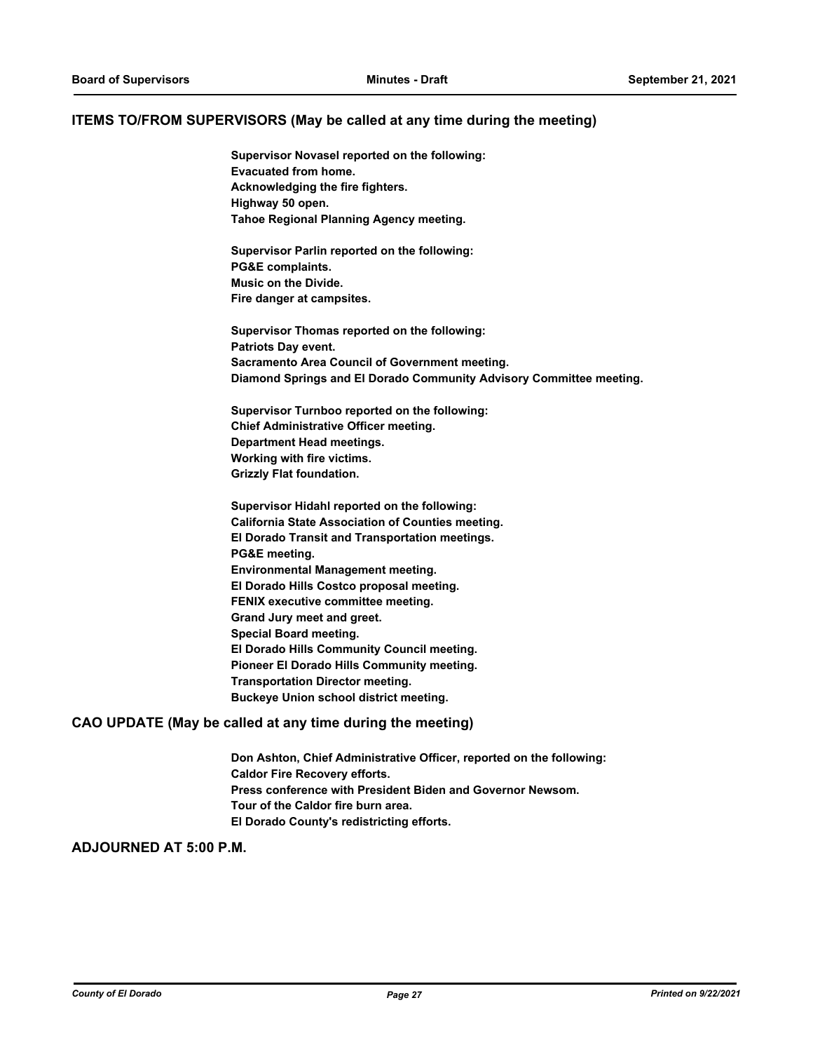## ITEMS TO/FROM SUPERVISORS (May be called at any time during the meeting)

**Supervisor Novasel reported on the following:**
**Evacuated from home.**
**Acknowledging the fire fighters.**
**Highway 50 open.**
**Tahoe Regional Planning Agency meeting.**

**Supervisor Parlin reported on the following:**
**PG&E complaints.**
**Music on the Divide.**
**Fire danger at campsites.**

**Supervisor Thomas reported on the following:**
**Patriots Day event.**
**Sacramento Area Council of Government meeting.**
**Diamond Springs and El Dorado Community Advisory Committee meeting.**

**Supervisor Turnboo reported on the following:**
**Chief Administrative Officer meeting.**
**Department Head meetings.**
**Working with fire victims.**
**Grizzly Flat foundation.**

**Supervisor Hidahl reported on the following:**
**California State Association of Counties meeting.**
**El Dorado Transit and Transportation meetings.**
**PG&E meeting.**
**Environmental Management meeting.**
**El Dorado Hills Costco proposal meeting.**
**FENIX executive committee meeting.**
**Grand Jury meet and greet.**
**Special Board meeting.**
**El Dorado Hills Community Council meeting.**
**Pioneer El Dorado Hills Community meeting.**
**Transportation Director meeting.**
**Buckeye Union school district meeting.**

## CAO UPDATE (May be called at any time during the meeting)

**Don Ashton, Chief Administrative Officer, reported on the following:**
**Caldor Fire Recovery efforts.**
**Press conference with President Biden and Governor Newsom.**
**Tour of the Caldor fire burn area.**
**El Dorado County's redistricting efforts.**

## ADJOURNED AT 5:00 P.M.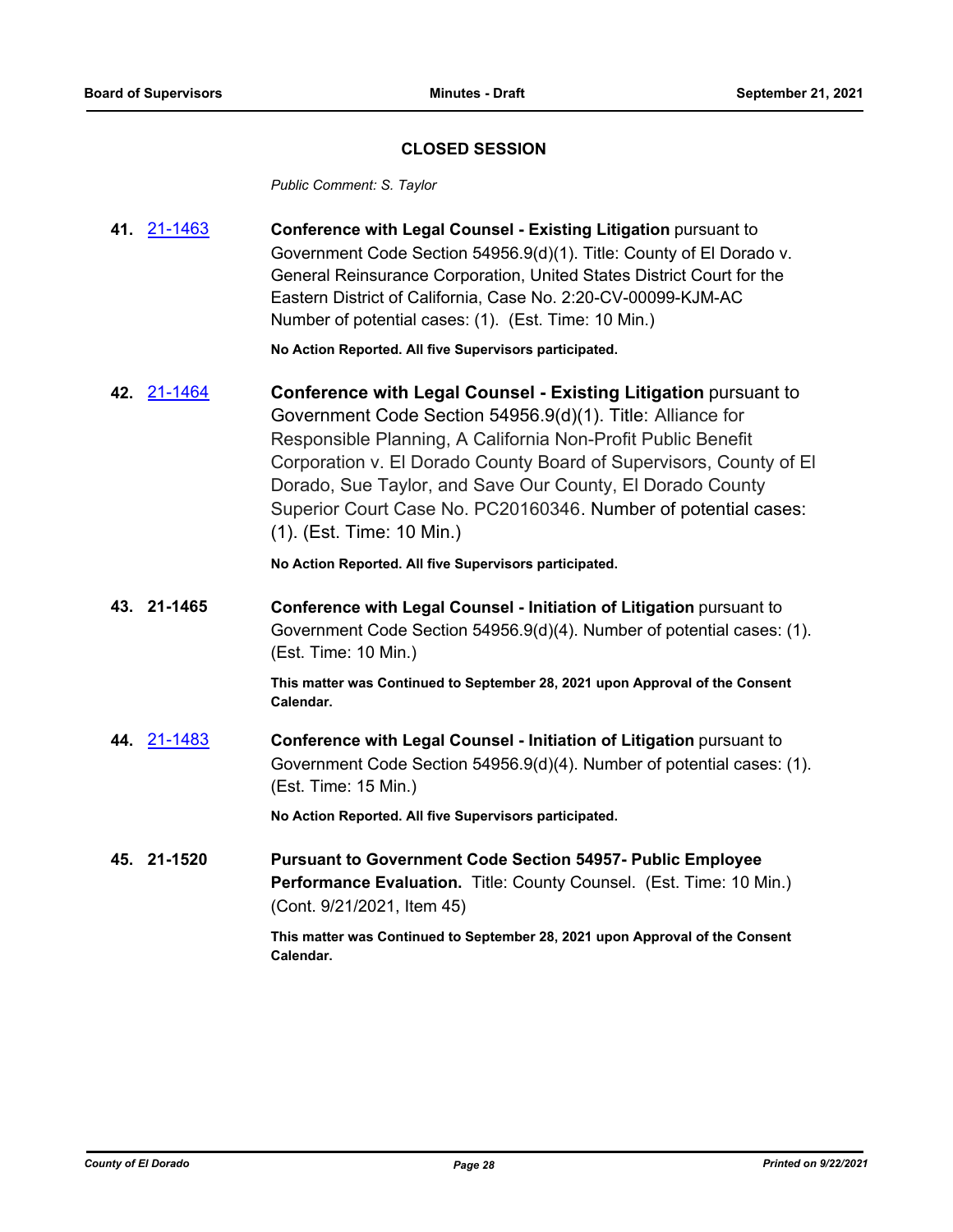## CLOSED SESSION

*Public Comment: S. Taylor*

**41.** 21-1463 **Conference with Legal Counsel - Existing Litigation** pursuant to Government Code Section 54956.9(d)(1). Title: County of El Dorado v. General Reinsurance Corporation, United States District Court for the Eastern District of California, Case No. 2:20-CV-00099-KJM-AC Number of potential cases: (1). (Est. Time: 10 Min.)

**No Action Reported. All five Supervisors participated.**

**42.** 21-1464 **Conference with Legal Counsel - Existing Litigation** pursuant to Government Code Section 54956.9(d)(1). Title: Alliance for Responsible Planning, A California Non-Profit Public Benefit Corporation v. El Dorado County Board of Supervisors, County of El Dorado, Sue Taylor, and Save Our County, El Dorado County Superior Court Case No. PC20160346. Number of potential cases: (1). (Est. Time: 10 Min.)

**No Action Reported. All five Supervisors participated.**

**43. 21-1465** **Conference with Legal Counsel - Initiation of Litigation** pursuant to Government Code Section 54956.9(d)(4). Number of potential cases: (1). (Est. Time: 10 Min.)

**This matter was Continued to September 28, 2021 upon Approval of the Consent Calendar.**

**44.** 21-1483 **Conference with Legal Counsel - Initiation of Litigation** pursuant to Government Code Section 54956.9(d)(4). Number of potential cases: (1). (Est. Time: 15 Min.)

**No Action Reported. All five Supervisors participated.**

**45. 21-1520** **Pursuant to Government Code Section 54957- Public Employee Performance Evaluation.** Title: County Counsel. (Est. Time: 10 Min.) (Cont. 9/21/2021, Item 45)

**This matter was Continued to September 28, 2021 upon Approval of the Consent Calendar.**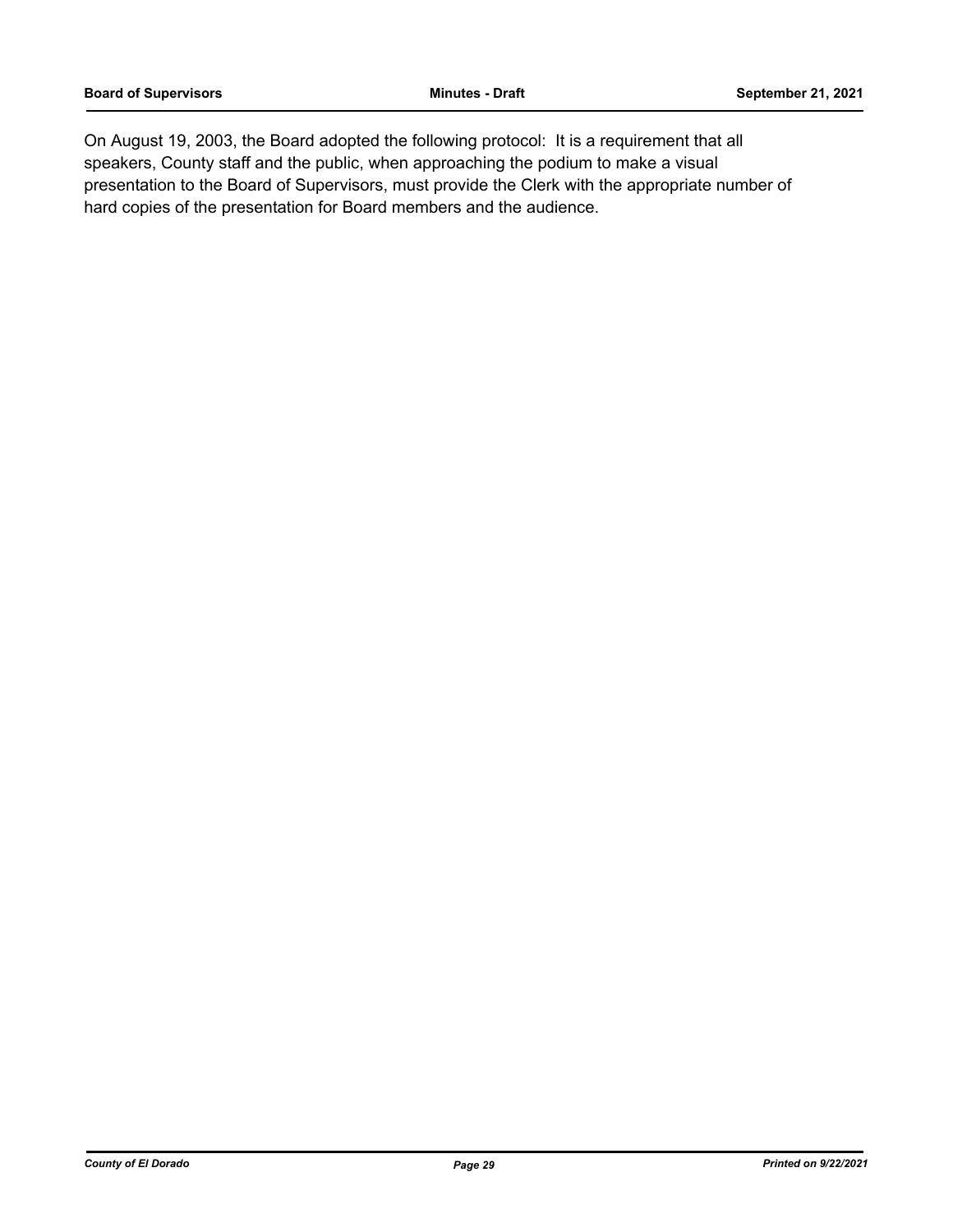On August 19, 2003, the Board adopted the following protocol: It is a requirement that all speakers, County staff and the public, when approaching the podium to make a visual presentation to the Board of Supervisors, must provide the Clerk with the appropriate number of hard copies of the presentation for Board members and the audience.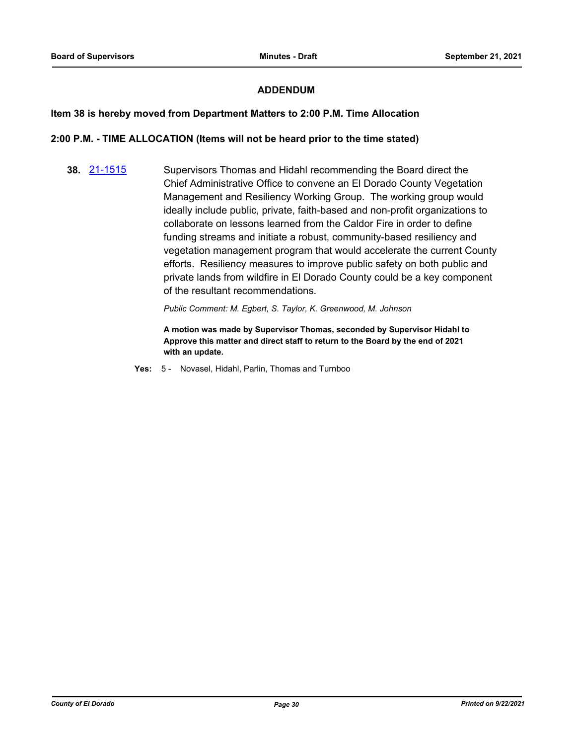## ADDENDUM

**Item 38 is hereby moved from Department Matters to 2:00 P.M. Time Allocation**

**2:00 P.M. - TIME ALLOCATION (Items will not be heard prior to the time stated)**

**38.** 21-1515 Supervisors Thomas and Hidahl recommending the Board direct the Chief Administrative Office to convene an El Dorado County Vegetation Management and Resiliency Working Group. The working group would ideally include public, private, faith-based and non-profit organizations to collaborate on lessons learned from the Caldor Fire in order to define funding streams and initiate a robust, community-based resiliency and vegetation management program that would accelerate the current County efforts. Resiliency measures to improve public safety on both public and private lands from wildfire in El Dorado County could be a key component of the resultant recommendations.

*Public Comment: M. Egbert, S. Taylor, K. Greenwood, M. Johnson*

**A motion was made by Supervisor Thomas, seconded by Supervisor Hidahl to Approve this matter and direct staff to return to the Board by the end of 2021 with an update.**

**Yes:** 5 - Novasel, Hidahl, Parlin, Thomas and Turnboo